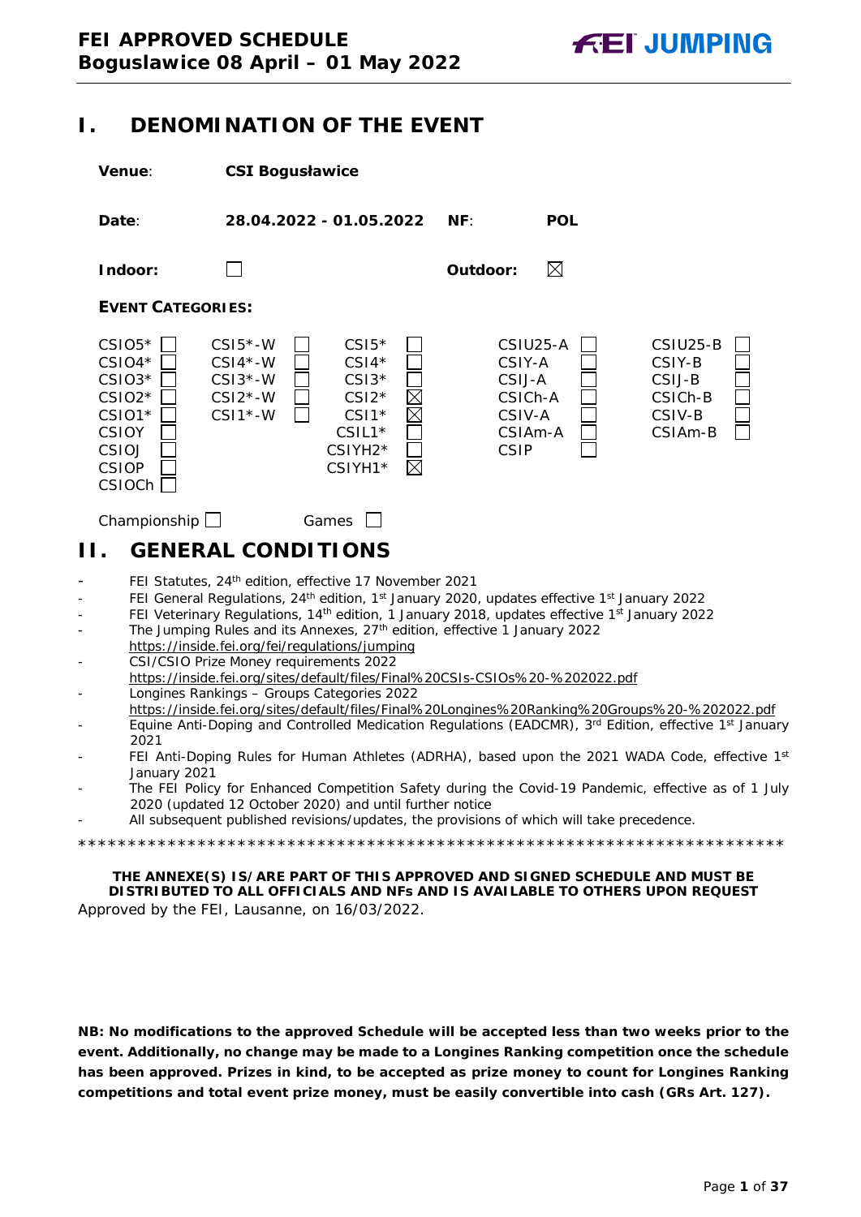# I. DENOMINATION OF THE EVENT

**Venue**: **CSI Bogusławice**

**Date**: **28.04.2022 - 01.05.2022** **NF**: **POL**

**Indoor**: ☐ **Outdoor**: ☒

**EVENT CATEGORIES:**

| | | | | |
|---|---|---|---|---|
| CSIO5* ☐ | CSI5*-W ☐ | CSI5* ☐ | CSIU25-A ☐ | CSIU25-B ☐ |
| CSIO4* ☐ | CSI4*-W ☐ | CSI4* ☐ | CSIY-A ☐ | CSIY-B ☐ |
| CSIO3* ☐ | CSI3*-W ☐ | CSI3* ☐ | CSIJ-A ☐ | CSIJ-B ☐ |
| CSIO2* ☐ | CSI2*-W ☐ | CSI2* ☒ | CSICh-A ☐ | CSICh-B ☐ |
| CSIO1* ☐ | CSI1*-W ☐ | CSI1* ☒ | CSIV-A ☐ | CSIV-B ☐ |
| CSIOY ☐ | | CSIL1* ☐ | CSIAm-A ☐ | CSIAm-B ☐ |
| CSIOJ ☐ | | CSIYH2* ☐ | CSIP ☐ | |
| CSIOP ☐ | | CSIYH1* ☒ | | |
| CSIOCh ☐ | | | | |

Championship ☐ Games ☐

# II. GENERAL CONDITIONS

- FEI Statutes, 24th edition, effective 17 November 2021
- FEI General Regulations, 24th edition, 1st January 2020, updates effective 1st January 2022
- FEI Veterinary Regulations, 14th edition, 1 January 2018, updates effective 1st January 2022
- The Jumping Rules and its Annexes, 27th edition, effective 1 January 2022
  https://inside.fei.org/fei/regulations/jumping
- CSI/CSIO Prize Money requirements 2022
  https://inside.fei.org/sites/default/files/Final%20CSIs-CSIOs%20-%202022.pdf
- Longines Rankings – Groups Categories 2022
  https://inside.fei.org/sites/default/files/Final%20Longines%20Ranking%20Groups%20-%202022.pdf
- Equine Anti-Doping and Controlled Medication Regulations (EADCMR), 3rd Edition, effective 1st January 2021
- FEI Anti-Doping Rules for Human Athletes (ADRHA), based upon the 2021 WADA Code, effective 1st January 2021
- The FEI Policy for Enhanced Competition Safety during the Covid-19 Pandemic, effective as of 1 July 2020 (updated 12 October 2020) and until further notice
- All subsequent published revisions/updates, the provisions of which will take precedence.

*************************************************************************

**THE ANNEXE(S) IS/ARE PART OF THIS APPROVED AND SIGNED SCHEDULE AND MUST BE DISTRIBUTED TO ALL OFFICIALS AND NFs AND IS AVAILABLE TO OTHERS UPON REQUEST**

Approved by the FEI, Lausanne, on 16/03/2022.

**NB: No modifications to the approved Schedule will be accepted less than two weeks prior to the event. Additionally, no change may be made to a Longines Ranking competition once the schedule has been approved. Prizes in kind, to be accepted as prize money to count for Longines Ranking competitions and total event prize money, must be easily convertible into cash (GRs Art. 127).**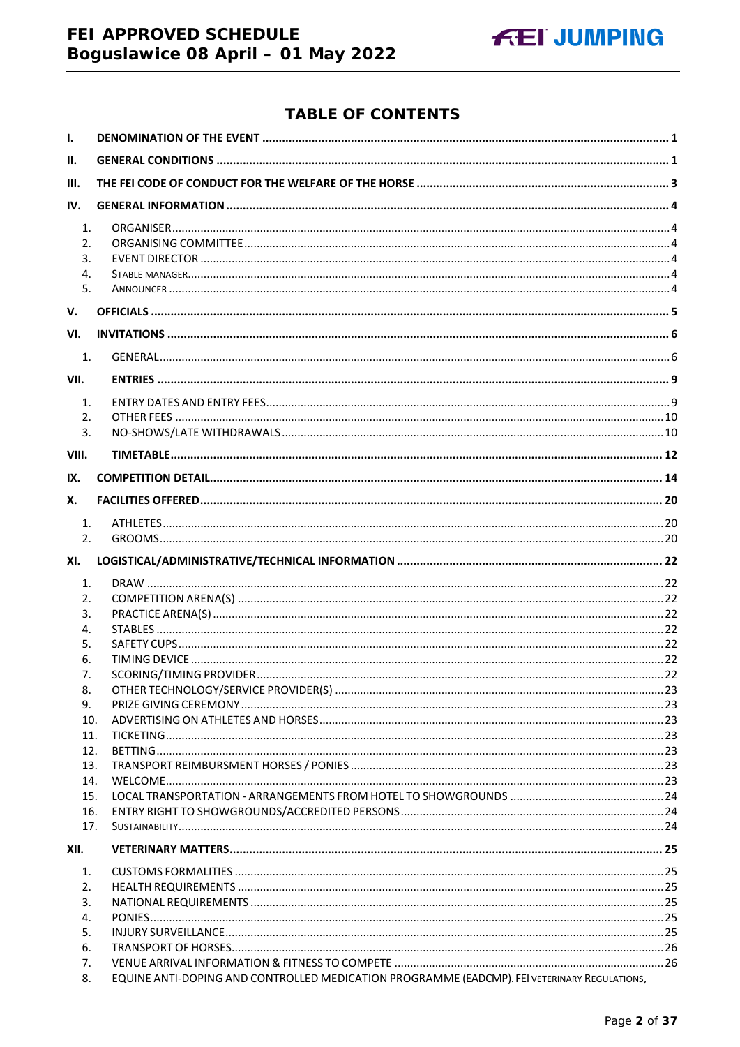# TABLE OF CONTENTS

- I. DENOMINATION OF THE EVENT ..... 1
- II. GENERAL CONDITIONS ..... 1
- III. THE FEI CODE OF CONDUCT FOR THE WELFARE OF THE HORSE ..... 3
- IV. GENERAL INFORMATION ..... 4
  1. ORGANISER ..... 4
  2. ORGANISING COMMITTEE ..... 4
  3. EVENT DIRECTOR ..... 4
  4. STABLE MANAGER ..... 4
  5. ANNOUNCER ..... 4
- V. OFFICIALS ..... 5
- VI. INVITATIONS ..... 6
  1. GENERAL ..... 6
- VII. ENTRIES ..... 9
  1. ENTRY DATES AND ENTRY FEES ..... 9
  2. OTHER FEES ..... 10
  3. NO-SHOWS/LATE WITHDRAWALS ..... 10
- VIII. TIMETABLE ..... 12
- IX. COMPETITION DETAIL ..... 14
- X. FACILITIES OFFERED ..... 20
  1. ATHLETES ..... 20
  2. GROOMS ..... 20
- XI. LOGISTICAL/ADMINISTRATIVE/TECHNICAL INFORMATION ..... 22
  1. DRAW ..... 22
  2. COMPETITION ARENA(S) ..... 22
  3. PRACTICE ARENA(S) ..... 22
  4. STABLES ..... 22
  5. SAFETY CUPS ..... 22
  6. TIMING DEVICE ..... 22
  7. SCORING/TIMING PROVIDER ..... 22
  8. OTHER TECHNOLOGY/SERVICE PROVIDER(S) ..... 23
  9. PRIZE GIVING CEREMONY ..... 23
  10. ADVERTISING ON ATHLETES AND HORSES ..... 23
  11. TICKETING ..... 23
  12. BETTING ..... 23
  13. TRANSPORT REIMBURSMENT HORSES / PONIES ..... 23
  14. WELCOME ..... 23
  15. LOCAL TRANSPORTATION - ARRANGEMENTS FROM HOTEL TO SHOWGROUNDS ..... 24
  16. ENTRY RIGHT TO SHOWGROUNDS/ACCREDITED PERSONS ..... 24
  17. SUSTAINABILITY ..... 24
- XII. VETERINARY MATTERS ..... 25
  1. CUSTOMS FORMALITIES ..... 25
  2. HEALTH REQUIREMENTS ..... 25
  3. NATIONAL REQUIREMENTS ..... 25
  4. PONIES ..... 25
  5. INJURY SURVEILLANCE ..... 25
  6. TRANSPORT OF HORSES ..... 26
  7. VENUE ARRIVAL INFORMATION & FITNESS TO COMPETE ..... 26
  8. EQUINE ANTI-DOPING AND CONTROLLED MEDICATION PROGRAMME (EADCMP). FEI VETERINARY REGULATIONS,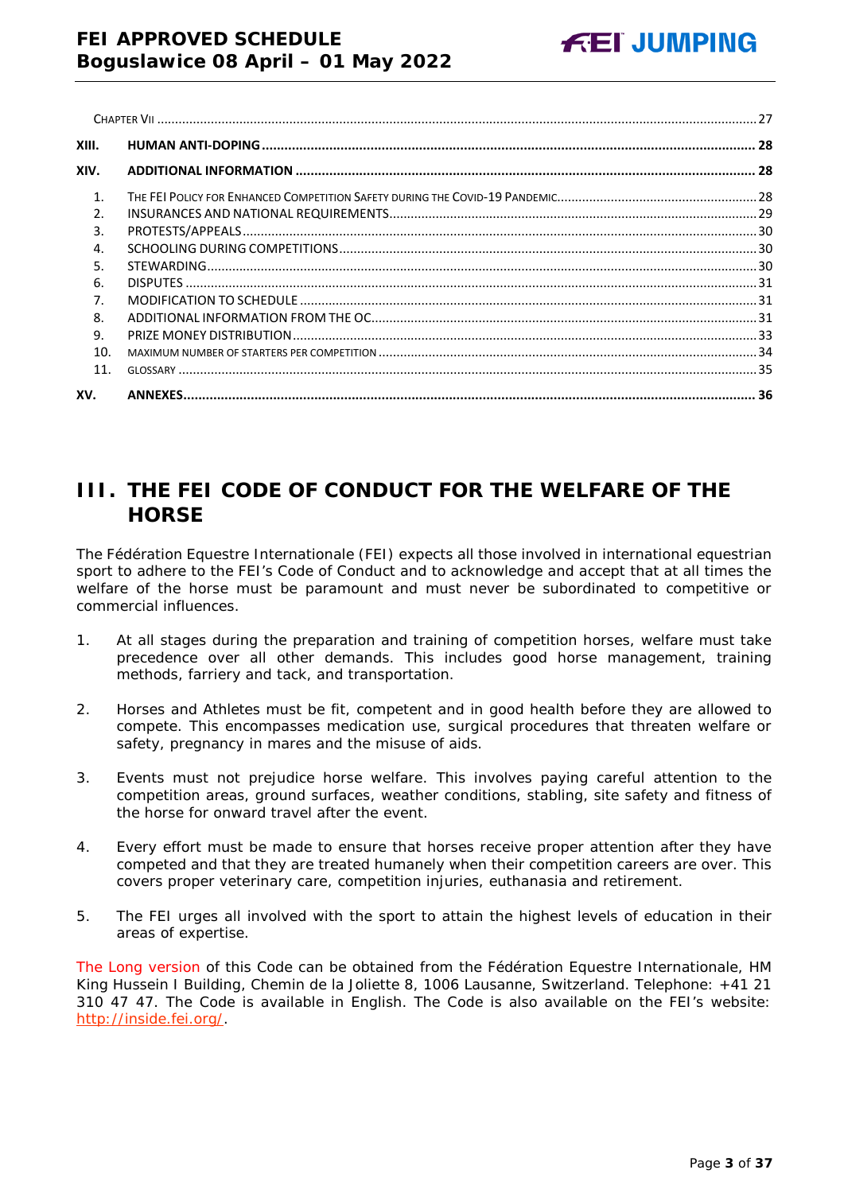CHAPTER VII ..... 27

XIII. HUMAN ANTI-DOPING ..... 28

XIV. ADDITIONAL INFORMATION ..... 28

1. THE FEI POLICY FOR ENHANCED COMPETITION SAFETY DURING THE COVID-19 PANDEMIC ..... 28
2. INSURANCES AND NATIONAL REQUIREMENTS ..... 29
3. PROTESTS/APPEALS ..... 30
4. SCHOOLING DURING COMPETITIONS ..... 30
5. STEWARDING ..... 30
6. DISPUTES ..... 31
7. MODIFICATION TO SCHEDULE ..... 31
8. ADDITIONAL INFORMATION FROM THE OC ..... 31
9. PRIZE MONEY DISTRIBUTION ..... 33
10. MAXIMUM NUMBER OF STARTERS PER COMPETITION ..... 34
11. GLOSSARY ..... 35

XV. ANNEXES ..... 36

# III. THE FEI CODE OF CONDUCT FOR THE WELFARE OF THE HORSE

The Fédération Equestre Internationale (FEI) expects all those involved in international equestrian sport to adhere to the FEI's Code of Conduct and to acknowledge and accept that at all times the welfare of the horse must be paramount and must never be subordinated to competitive or commercial influences.

1. At all stages during the preparation and training of competition horses, welfare must take precedence over all other demands. This includes good horse management, training methods, farriery and tack, and transportation.

2. Horses and Athletes must be fit, competent and in good health before they are allowed to compete. This encompasses medication use, surgical procedures that threaten welfare or safety, pregnancy in mares and the misuse of aids.

3. Events must not prejudice horse welfare. This involves paying careful attention to the competition areas, ground surfaces, weather conditions, stabling, site safety and fitness of the horse for onward travel after the event.

4. Every effort must be made to ensure that horses receive proper attention after they have competed and that they are treated humanely when their competition careers are over. This covers proper veterinary care, competition injuries, euthanasia and retirement.

5. The FEI urges all involved with the sport to attain the highest levels of education in their areas of expertise.

The Long version of this Code can be obtained from the Fédération Equestre Internationale, HM King Hussein I Building, Chemin de la Joliette 8, 1006 Lausanne, Switzerland. Telephone: +41 21 310 47 47. The Code is available in English. The Code is also available on the FEI's website: http://inside.fei.org/.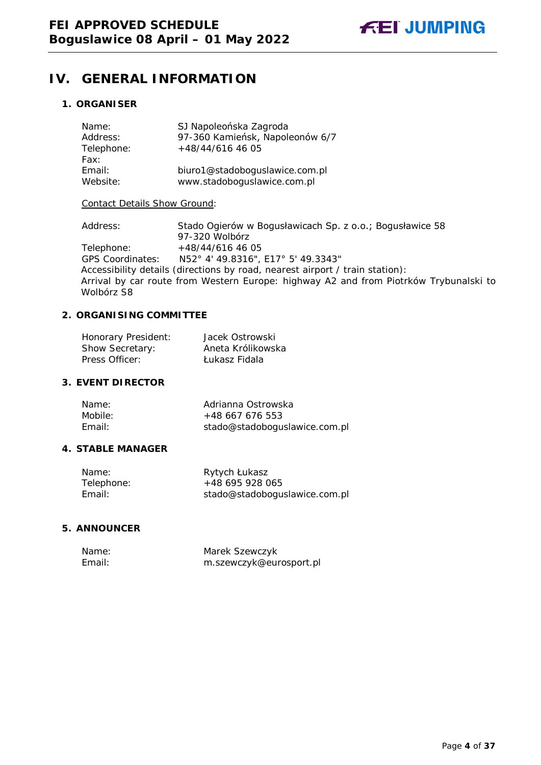# IV. GENERAL INFORMATION

## 1. ORGANISER

| | |
|---|---|
| Name: | SJ Napoleońska Zagroda |
| Address: | 97-360 Kamieńsk, Napoleonów 6/7 |
| Telephone: | +48/44/616 46 05 |
| Fax: | |
| Email: | biuro1@stadoboguslawice.com.pl |
| Website: | www.stadoboguslawice.com.pl |

<u>Contact Details Show Ground</u>:

| | |
|---|---|
| Address: | Stado Ogierów w Bogusławicach Sp. z o.o.; Bogusławice 58 97-320 Wolbórz |
| Telephone: | +48/44/616 46 05 |
| GPS Coordinates: | N52° 4' 49.8316", E17° 5' 49.3343" |

Accessibility details (directions by road, nearest airport / train station):
Arrival by car route from Western Europe: highway A2 and from Piotrków Trybunalski to Wolbórz S8

## 2. ORGANISING COMMITTEE

| | |
|---|---|
| Honorary President: | Jacek Ostrowski |
| Show Secretary: | Aneta Królikowska |
| Press Officer: | Łukasz Fidala |

## 3. EVENT DIRECTOR

| | |
|---|---|
| Name: | Adrianna Ostrowska |
| Mobile: | +48 667 676 553 |
| Email: | stado@stadoboguslawice.com.pl |

## 4. STABLE MANAGER

| | |
|---|---|
| Name: | Rytych Łukasz |
| Telephone: | +48 695 928 065 |
| Email: | stado@stadoboguslawice.com.pl |

## 5. ANNOUNCER

| | |
|---|---|
| Name: | Marek Szewczyk |
| Email: | m.szewczyk@eurosport.pl |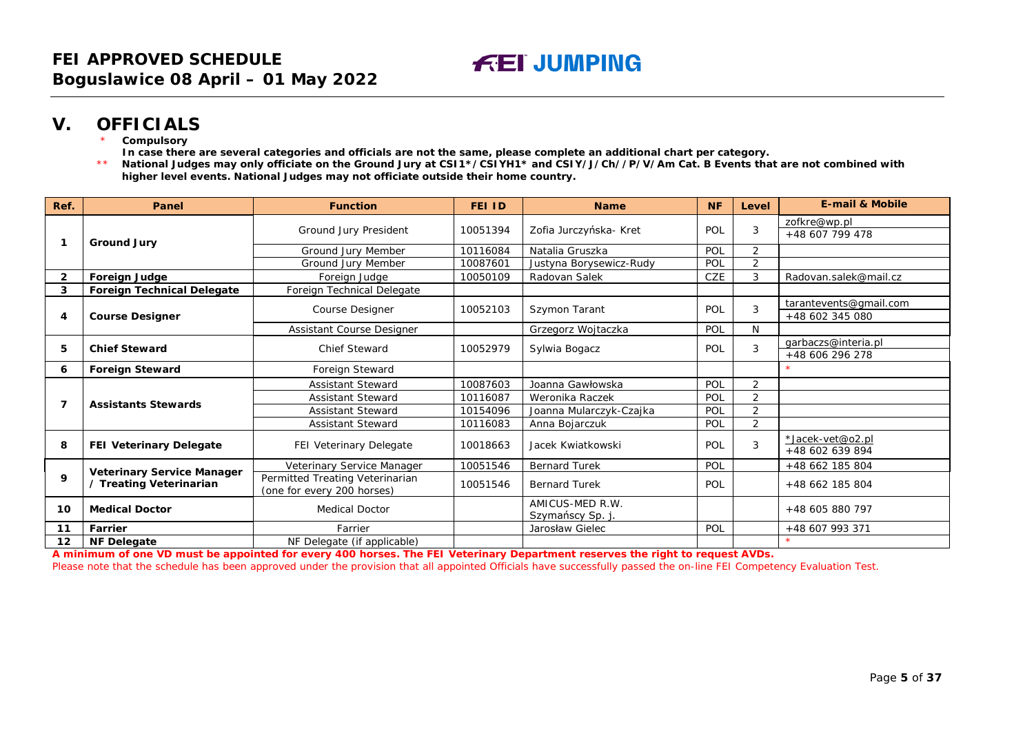## V. OFFICIALS

\* **Compulsory**
**In case there are several categories and officials are not the same, please complete an additional chart per category.**
\*\* **National Judges may only officiate on the Ground Jury at CSI1*/CSIYH1* and CSIY/J/Ch//P/V/Am Cat. B Events that are not combined with higher level events. National Judges may not officiate outside their home country.**

| Ref. | Panel | Function | FEI ID | Name | NF | Level | E-mail & Mobile |
|---|---|---|---|---|---|---|---|
| 1 | **Ground Jury** | Ground Jury President | 10051394 | Zofia Jurczyńska- Kret | POL | 3 | zofkre@wp.pl<br>+48 607 799 478 |
| | | Ground Jury Member | 10116084 | Natalia Gruszka | POL | 2 | |
| | | Ground Jury Member | 10087601 | Justyna Borysewicz-Rudy | POL | 2 | |
| 2 | **Foreign Judge** | Foreign Judge | 10050109 | Radovan Salek | CZE | 3 | Radovan.salek@mail.cz |
| 3 | **Foreign Technical Delegate** | Foreign Technical Delegate | | | | | |
| 4 | **Course Designer** | Course Designer | 10052103 | Szymon Tarant | POL | 3 | tarantevents@gmail.com<br>+48 602 345 080 |
| | | Assistant Course Designer | | Grzegorz Wojtaczka | POL | N | |
| 5 | **Chief Steward** | Chief Steward | 10052979 | Sylwia Bogacz | POL | 3 | garbaczs@interia.pl<br>+48 606 296 278 |
| 6 | **Foreign Steward** | Foreign Steward | | | | | * |
| 7 | **Assistants Stewards** | Assistant Steward | 10087603 | Joanna Gawłowska | POL | 2 | |
| | | Assistant Steward | 10116087 | Weronika Raczek | POL | 2 | |
| | | Assistant Steward | 10154096 | Joanna Mularczyk-Czajka | POL | 2 | |
| | | Assistant Steward | 10116083 | Anna Bojarczuk | POL | 2 | |
| 8 | **FEI Veterinary Delegate** | FEI Veterinary Delegate | 10018663 | Jacek Kwiatkowski | POL | 3 | *Jacek-vet@o2.pl<br>+48 602 639 894 |
| 9 | **Veterinary Service Manager / Treating Veterinarian** | Veterinary Service Manager | 10051546 | Bernard Turek | POL | | +48 662 185 804 |
| | | Permitted Treating Veterinarian (one for every 200 horses) | 10051546 | Bernard Turek | POL | | +48 662 185 804 |
| 10 | **Medical Doctor** | Medical Doctor | | AMICUS-MED R.W. Szymańscy Sp. j. | | | +48 605 880 797 |
| 11 | **Farrier** | Farrier | | Jarosław Gielec | POL | | +48 607 993 371 |
| 12 | **NF Delegate** | NF Delegate (if applicable) | | | | | * |

**A minimum of one VD must be appointed for every 400 horses. The FEI Veterinary Department reserves the right to request AVDs.**

Please note that the schedule has been approved under the provision that all appointed Officials have successfully passed the on-line FEI Competency Evaluation Test.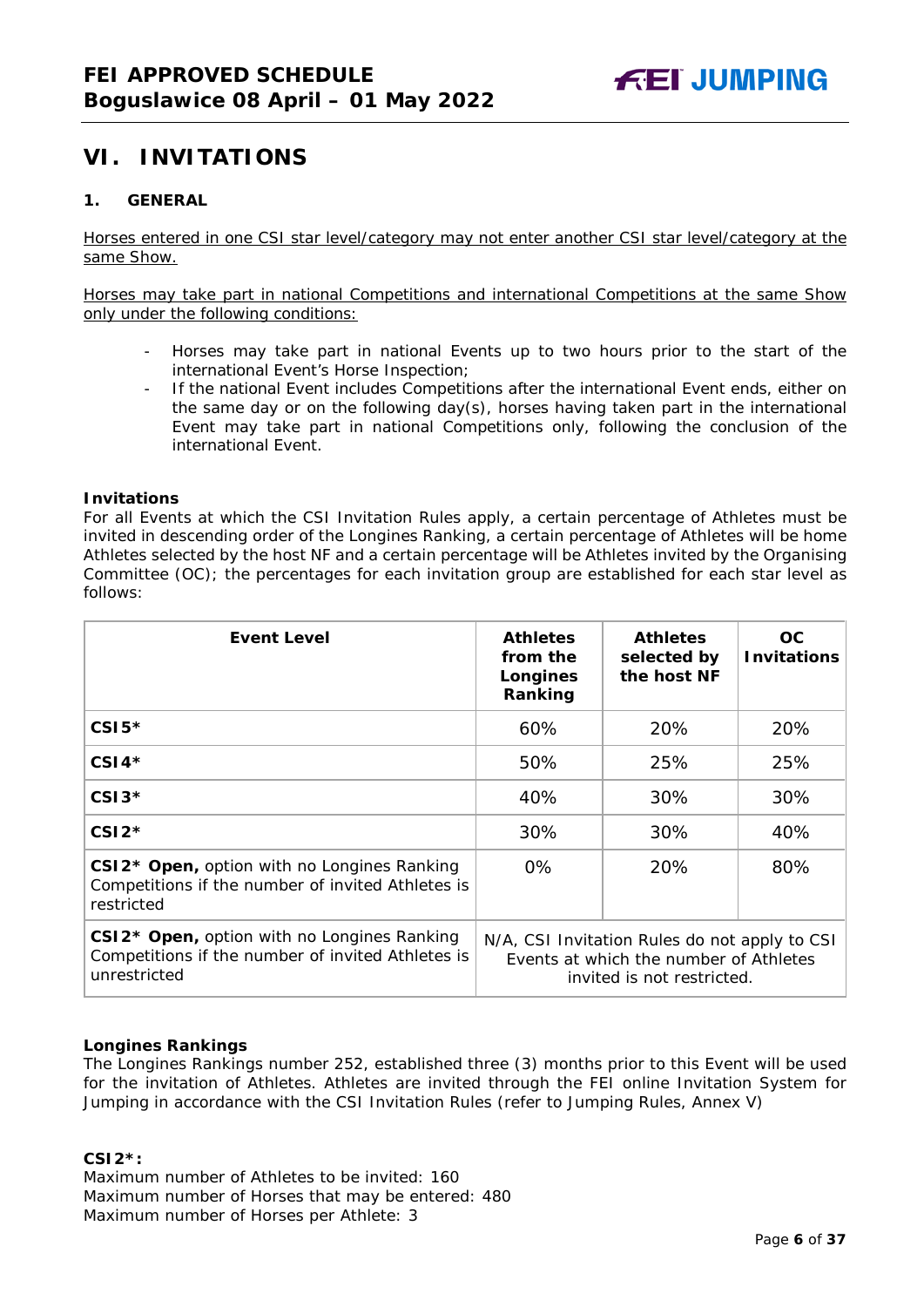## VI. INVITATIONS

### 1. GENERAL

Horses entered in one CSI star level/category may not enter another CSI star level/category at the same Show.

Horses may take part in national Competitions and international Competitions at the same Show only under the following conditions:

- Horses may take part in national Events up to two hours prior to the start of the international Event's Horse Inspection;
- If the national Event includes Competitions after the international Event ends, either on the same day or on the following day(s), horses having taken part in the international Event may take part in national Competitions only, following the conclusion of the international Event.

**Invitations**

For all Events at which the CSI Invitation Rules apply, a certain percentage of Athletes must be invited in descending order of the Longines Ranking, a certain percentage of Athletes will be home Athletes selected by the host NF and a certain percentage will be Athletes invited by the Organising Committee (OC); the percentages for each invitation group are established for each star level as follows:

| Event Level | Athletes from the Longines Ranking | Athletes selected by the host NF | OC Invitations |
|---|---|---|---|
| **CSI5*** | 60% | 20% | 20% |
| **CSI4*** | 50% | 25% | 25% |
| **CSI3*** | 40% | 30% | 30% |
| **CSI2*** | 30% | 30% | 40% |
| **CSI2* Open,** option with no Longines Ranking Competitions if the number of invited Athletes is restricted | 0% | 20% | 80% |
| **CSI2* Open,** option with no Longines Ranking Competitions if the number of invited Athletes is unrestricted | N/A, CSI Invitation Rules do not apply to CSI Events at which the number of Athletes invited is not restricted. | | |

**Longines Rankings**

The Longines Rankings number 252, established three (3) months prior to this Event will be used for the invitation of Athletes. Athletes are invited through the FEI online Invitation System for Jumping in accordance with the CSI Invitation Rules (refer to Jumping Rules, Annex V)

**CSI2*:**

Maximum number of Athletes to be invited: 160
Maximum number of Horses that may be entered: 480
Maximum number of Horses per Athlete: 3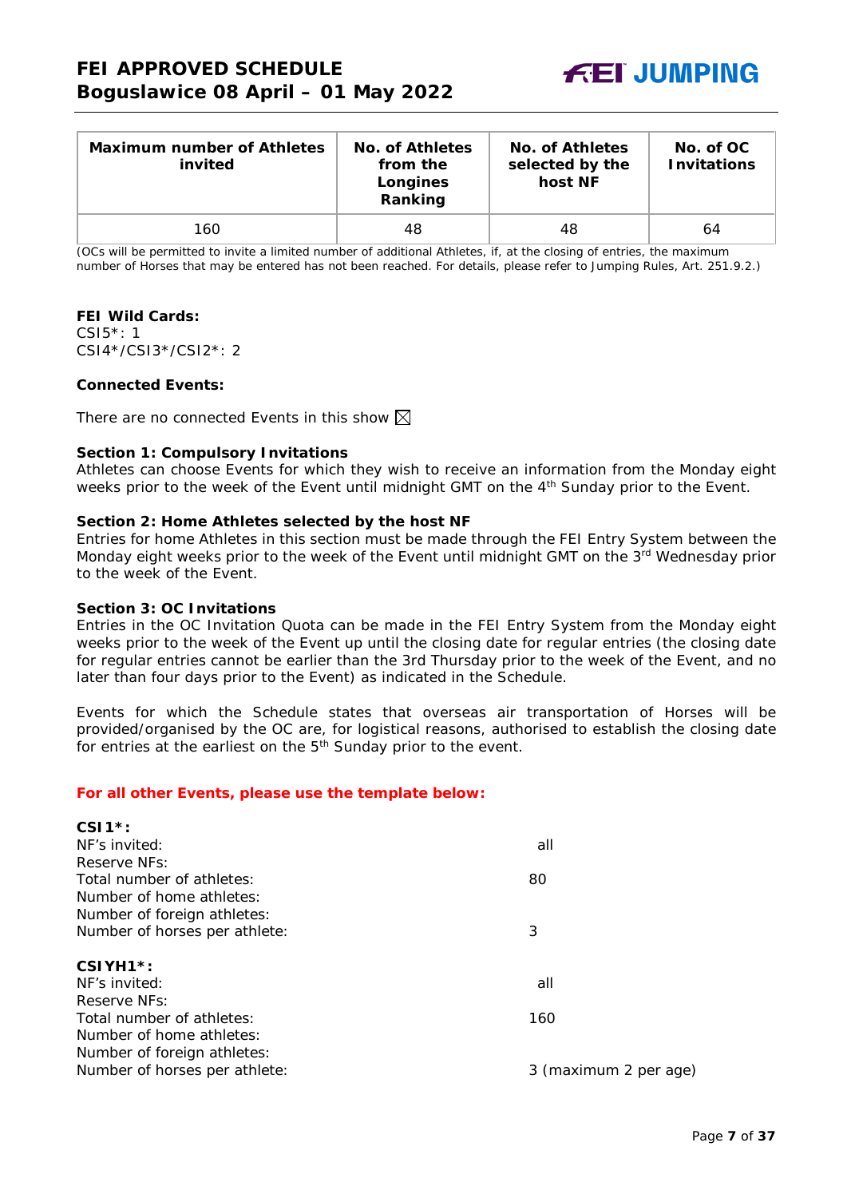| Maximum number of Athletes invited | No. of Athletes from the Longines Ranking | No. of Athletes selected by the host NF | No. of OC Invitations |
|---|---|---|---|
| 160 | 48 | 48 | 64 |

(OCs will be permitted to invite a limited number of additional Athletes, if, at the closing of entries, the maximum number of Horses that may be entered has not been reached. For details, please refer to Jumping Rules, Art. 251.9.2.)

**FEI Wild Cards:**
CSI5*: 1
CSI4*/CSI3*/CSI2*: 2

**Connected Events:**

There are no connected Events in this show ☒

**Section 1: Compulsory Invitations**
Athletes can choose Events for which they wish to receive an information from the Monday eight weeks prior to the week of the Event until midnight GMT on the 4th Sunday prior to the Event.

**Section 2: Home Athletes selected by the host NF**
Entries for home Athletes in this section must be made through the FEI Entry System between the Monday eight weeks prior to the week of the Event until midnight GMT on the 3rd Wednesday prior to the week of the Event.

**Section 3: OC Invitations**
Entries in the OC Invitation Quota can be made in the FEI Entry System from the Monday eight weeks prior to the week of the Event up until the closing date for regular entries (the closing date for regular entries cannot be earlier than the 3rd Thursday prior to the week of the Event, and no later than four days prior to the Event) as indicated in the Schedule.

Events for which the Schedule states that overseas air transportation of Horses will be provided/organised by the OC are, for logistical reasons, authorised to establish the closing date for entries at the earliest on the 5th Sunday prior to the event.

**For all other Events, please use the template below:**

**CSI1*:**
NF's invited: all
Reserve NFs:
Total number of athletes: 80
Number of home athletes:
Number of foreign athletes:
Number of horses per athlete: 3

**CSIYH1*:**
NF's invited: all
Reserve NFs:
Total number of athletes: 160
Number of home athletes:
Number of foreign athletes:
Number of horses per athlete: 3 (maximum 2 per age)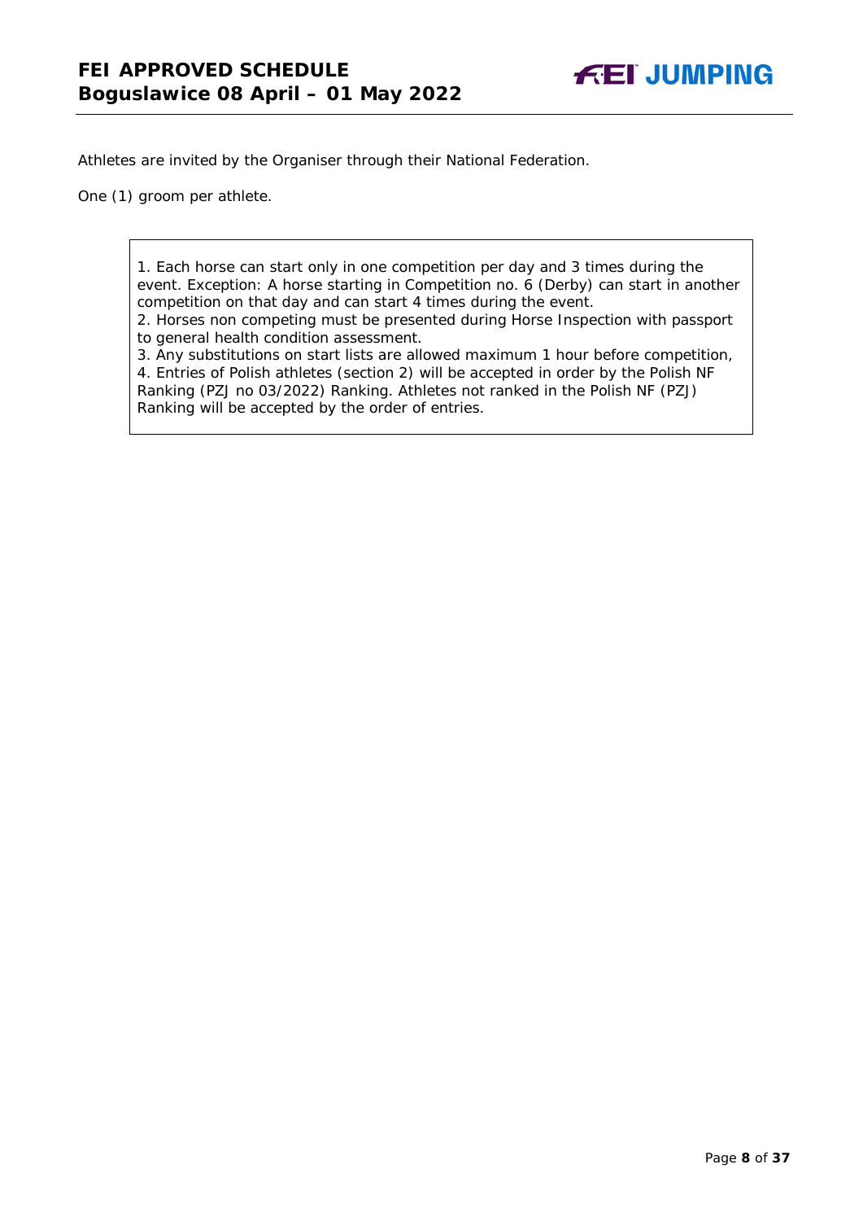Athletes are invited by the Organiser through their National Federation.

One (1) groom per athlete.

1. Each horse can start only in one competition per day and 3 times during the event. Exception: A horse starting in Competition no. 6 (Derby) can start in another competition on that day and can start 4 times during the event.
2. Horses non competing must be presented during Horse Inspection with passport to general health condition assessment.
3. Any substitutions on start lists are allowed maximum 1 hour before competition,
4. Entries of Polish athletes (section 2) will be accepted in order by the Polish NF Ranking (PZJ no 03/2022) Ranking. Athletes not ranked in the Polish NF (PZJ) Ranking will be accepted by the order of entries.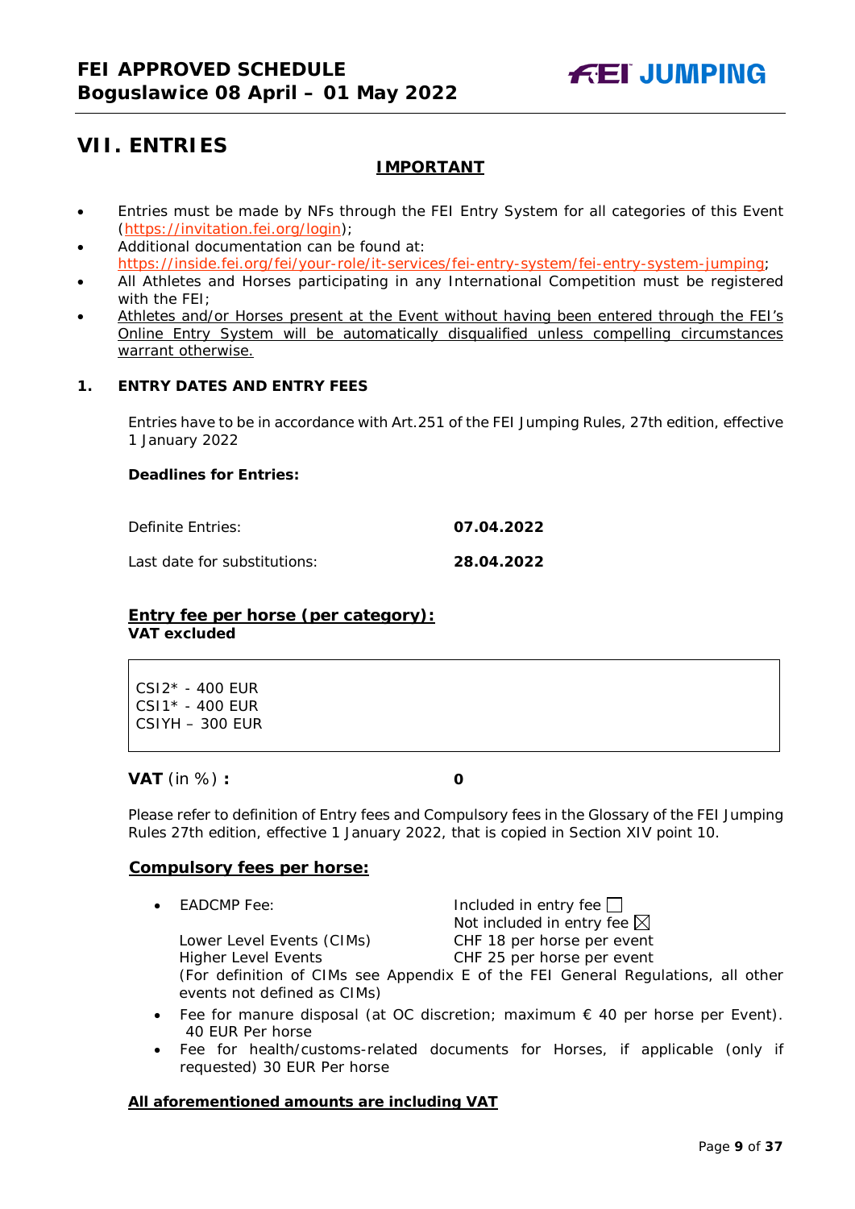# VII. ENTRIES

**IMPORTANT**

- Entries must be made by NFs through the FEI Entry System for all categories of this Event (https://invitation.fei.org/login);
- Additional documentation can be found at: https://inside.fei.org/fei/your-role/it-services/fei-entry-system/fei-entry-system-jumping;
- All Athletes and Horses participating in any International Competition must be registered with the FEI;
- Athletes and/or Horses present at the Event without having been entered through the FEI's Online Entry System will be automatically disqualified unless compelling circumstances warrant otherwise.

## 1. ENTRY DATES AND ENTRY FEES

Entries have to be in accordance with Art.251 of the FEI Jumping Rules, 27th edition, effective 1 January 2022

**Deadlines for Entries:**

| | |
|---|---|
| Definite Entries: | **07.04.2022** |
| Last date for substitutions: | **28.04.2022** |

**Entry fee per horse (per category):**
**VAT excluded**

CSI2* - 400 EUR
CSI1* - 400 EUR
CSIYH – 300 EUR

**VAT** (in %) **:** **0**

Please refer to definition of Entry fees and Compulsory fees in the Glossary of the FEI Jumping Rules 27th edition, effective 1 January 2022, that is copied in Section XIV point 10.

**Compulsory fees per horse:**

- EADCMP Fee: Included in entry fee ☐ / Not included in entry fee ☒
  Lower Level Events (CIMs) CHF 18 per horse per event
  Higher Level Events CHF 25 per horse per event
  (For definition of CIMs see Appendix E of the FEI General Regulations, all other events not defined as CIMs)
- Fee for manure disposal (at OC discretion; maximum € 40 per horse per Event). 40 EUR Per horse
- Fee for health/customs-related documents for Horses, if applicable (only if requested) 30 EUR Per horse

**All aforementioned amounts are including VAT**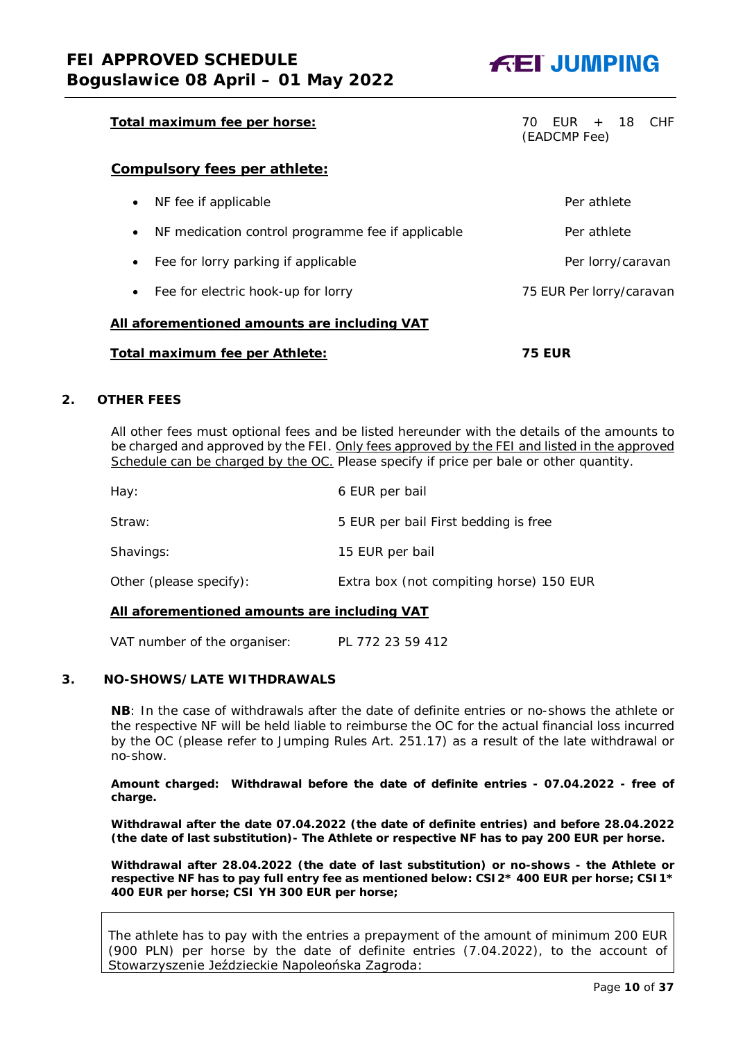**Total maximum fee per horse:** 70 EUR + 18 CHF (EADCMP Fee)

**Compulsory fees per athlete:**

| | |
|---|---|
| • NF fee if applicable | Per athlete |
| • NF medication control programme fee if applicable | Per athlete |
| • Fee for lorry parking if applicable | Per lorry/caravan |
| • Fee for electric hook-up for lorry | 75 EUR Per lorry/caravan |

**All aforementioned amounts are including VAT**

**Total maximum fee per Athlete:** **75 EUR**

## 2. OTHER FEES

All other fees must optional fees and be listed hereunder with the details of the amounts to be charged and approved by the FEI. Only fees approved by the FEI and listed in the approved Schedule can be charged by the OC. Please specify if price per bale or other quantity.

| | |
|---|---|
| Hay: | 6 EUR per bail |
| Straw: | 5 EUR per bail First bedding is free |
| Shavings: | 15 EUR per bail |
| Other (please specify): | Extra box (not compiting horse) 150 EUR |

**All aforementioned amounts are including VAT**

VAT number of the organiser: PL 772 23 59 412

## 3. NO-SHOWS/LATE WITHDRAWALS

**NB**: In the case of withdrawals after the date of definite entries or no-shows the athlete or the respective NF will be held liable to reimburse the OC for the actual financial loss incurred by the OC (please refer to Jumping Rules Art. 251.17) as a result of the late withdrawal or no-show.

**Amount charged: Withdrawal before the date of definite entries - 07.04.2022 - free of charge.**

**Withdrawal after the date 07.04.2022 (the date of definite entries) and before 28.04.2022 (the date of last substitution)- The Athlete or respective NF has to pay 200 EUR per horse.**

**Withdrawal after 28.04.2022 (the date of last substitution) or no-shows - the Athlete or respective NF has to pay full entry fee as mentioned below: CSI2\* 400 EUR per horse; CSI1\* 400 EUR per horse; CSI YH 300 EUR per horse;**

The athlete has to pay with the entries a prepayment of the amount of minimum 200 EUR (900 PLN) per horse by the date of definite entries (7.04.2022), to the account of Stowarzyszenie Jeździeckie Napoleońska Zagroda: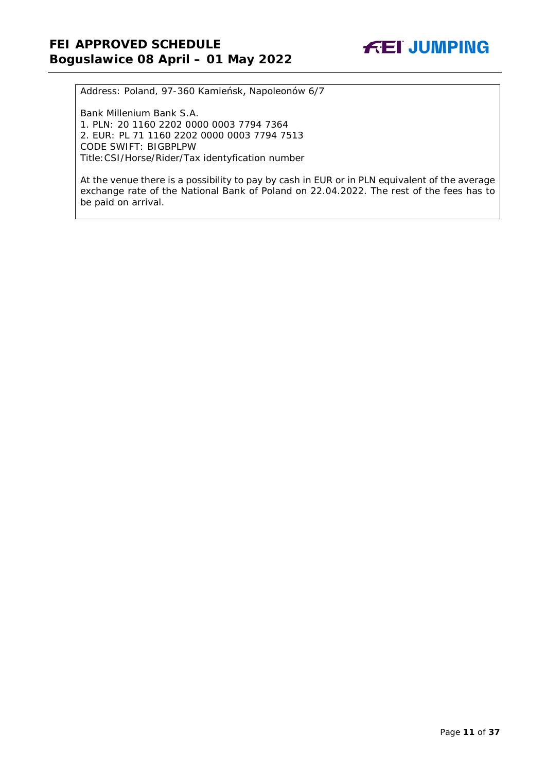Address: Poland, 97-360 Kamieńsk, Napoleonów 6/7

Bank Millenium Bank S.A.
1. PLN: 20 1160 2202 0000 0003 7794 7364
2. EUR: PL 71 1160 2202 0000 0003 7794 7513
CODE SWIFT: BIGBPLPW
Title:CSI/Horse/Rider/Tax identyfication number

At the venue there is a possibility to pay by cash in EUR or in PLN equivalent of the average exchange rate of the National Bank of Poland on 22.04.2022. The rest of the fees has to be paid on arrival.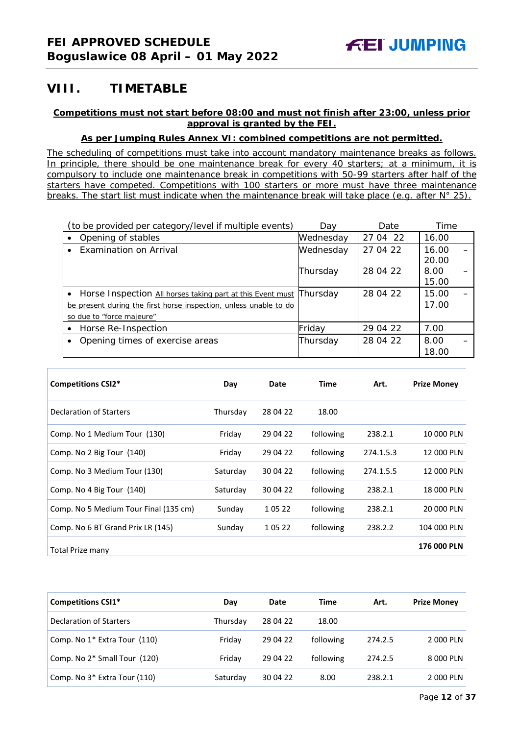## VIII. TIMETABLE

**Competitions must not start before 08:00 and must not finish after 23:00, unless prior approval is granted by the FEI.**

**As per Jumping Rules Annex VI: combined competitions are not permitted.**

The scheduling of competitions must take into account mandatory maintenance breaks as follows. In principle, there should be one maintenance break for every 40 starters; at a minimum, it is compulsory to include one maintenance break in competitions with 50-99 starters after half of the starters have competed. Competitions with 100 starters or more must have three maintenance breaks. The start list must indicate when the maintenance break will take place (e.g. after N° 25).

| (to be provided per category/level if multiple events) | Day | Date | Time |
|---|---|---|---|
| • Opening of stables | Wednesday | 27 04 22 | 16.00 |
| • Examination on Arrival | Wednesday<br>Thursday | 27 04 22<br>28 04 22 | 16.00 – 20.00<br>8.00 – 15.00 |
| • Horse Inspection All horses taking part at this Event must be present during the first horse inspection, unless unable to do so due to "force majeure" | Thursday | 28 04 22 | 15.00 – 17.00 |
| • Horse Re-Inspection | Friday | 29 04 22 | 7.00 |
| • Opening times of exercise areas | Thursday | 28 04 22 | 8.00 – 18.00 |

| Competitions CSI2* | Day | Date | Time | Art. | Prize Money |
|---|---|---|---|---|---|
| Declaration of Starters | Thursday | 28 04 22 | 18.00 | | |
| Comp. No 1 Medium Tour (130) | Friday | 29 04 22 | following | 238.2.1 | 10 000 PLN |
| Comp. No 2 Big Tour (140) | Friday | 29 04 22 | following | 274.1.5.3 | 12 000 PLN |
| Comp. No 3 Medium Tour (130) | Saturday | 30 04 22 | following | 274.1.5.5 | 12 000 PLN |
| Comp. No 4 Big Tour (140) | Saturday | 30 04 22 | following | 238.2.1 | 18 000 PLN |
| Comp. No 5 Medium Tour Final (135 cm) | Sunday | 1 05 22 | following | 238.2.1 | 20 000 PLN |
| Comp. No 6 BT Grand Prix LR (145) | Sunday | 1 05 22 | following | 238.2.2 | 104 000 PLN |
| Total Prize many | | | | | **176 000 PLN** |

| Competitions CSI1* | Day | Date | Time | Art. | Prize Money |
|---|---|---|---|---|---|
| Declaration of Starters | Thursday | 28 04 22 | 18.00 | | |
| Comp. No 1* Extra Tour (110) | Friday | 29 04 22 | following | 274.2.5 | 2 000 PLN |
| Comp. No 2* Small Tour (120) | Friday | 29 04 22 | following | 274.2.5 | 8 000 PLN |
| Comp. No 3* Extra Tour (110) | Saturday | 30 04 22 | 8.00 | 238.2.1 | 2 000 PLN |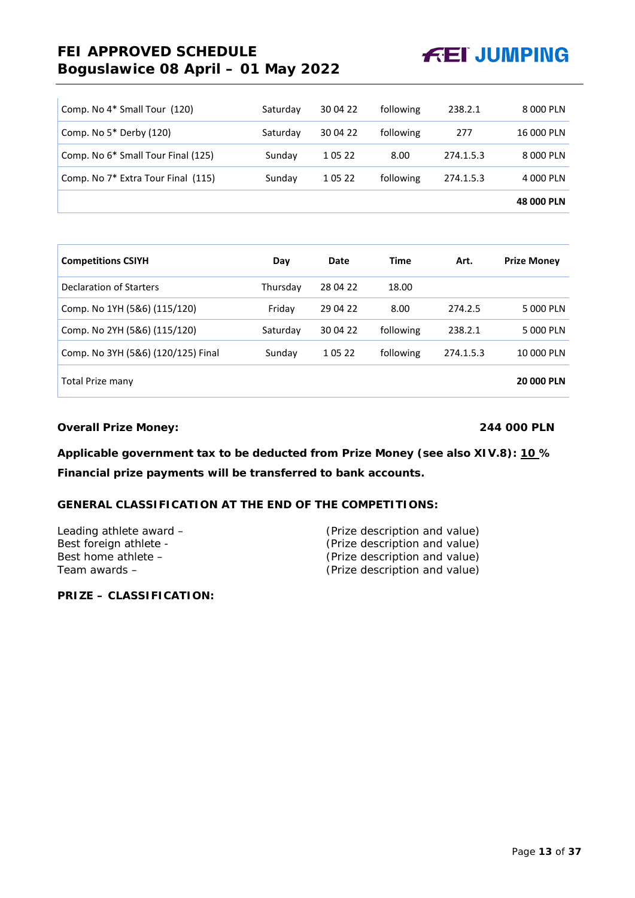| | | | | | |
|---|---|---|---|---|---|
| Comp. No 4* Small Tour (120) | Saturday | 30 04 22 | following | 238.2.1 | 8 000 PLN |
| Comp. No 5* Derby (120) | Saturday | 30 04 22 | following | 277 | 16 000 PLN |
| Comp. No 6* Small Tour Final (125) | Sunday | 1 05 22 | 8.00 | 274.1.5.3 | 8 000 PLN |
| Comp. No 7* Extra Tour Final (115) | Sunday | 1 05 22 | following | 274.1.5.3 | 4 000 PLN |
| | | | | | **48 000 PLN** |

| **Competitions CSIYH** | **Day** | **Date** | **Time** | **Art.** | **Prize Money** |
|---|---|---|---|---|---|
| Declaration of Starters | Thursday | 28 04 22 | 18.00 | | |
| Comp. No 1YH (5&6) (115/120) | Friday | 29 04 22 | 8.00 | 274.2.5 | 5 000 PLN |
| Comp. No 2YH (5&6) (115/120) | Saturday | 30 04 22 | following | 238.2.1 | 5 000 PLN |
| Comp. No 3YH (5&6) (120/125) Final | Sunday | 1 05 22 | following | 274.1.5.3 | 10 000 PLN |
| Total Prize many | | | | | **20 000 PLN** |

**Overall Prize Money:** **244 000 PLN**

**Applicable government tax to be deducted from Prize Money (see also XIV.8): 10 %**

**Financial prize payments will be transferred to bank accounts.**

**GENERAL CLASSIFICATION AT THE END OF THE COMPETITIONS:**

Leading athlete award – (Prize description and value)
Best foreign athlete - (Prize description and value)
Best home athlete – (Prize description and value)
Team awards – (Prize description and value)

**PRIZE – CLASSIFICATION:**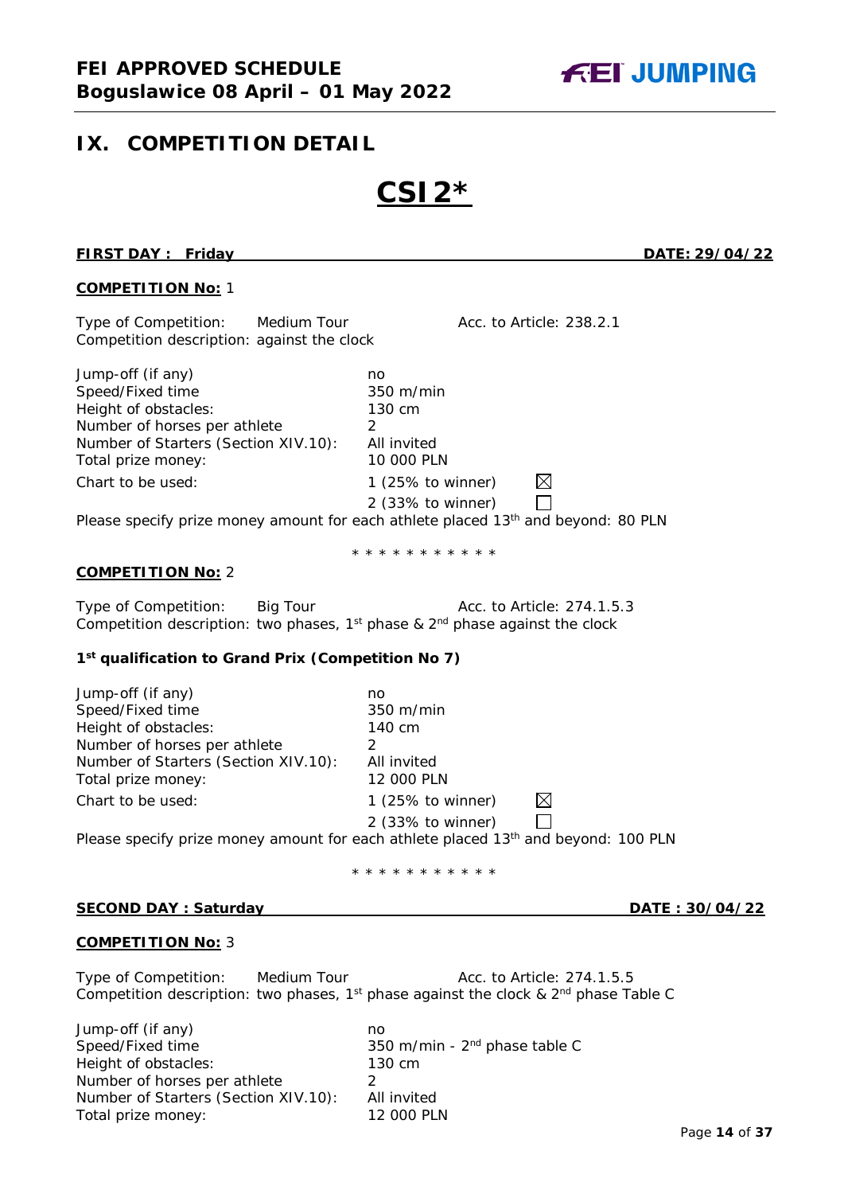## IX. COMPETITION DETAIL

# CSI2*

**FIRST DAY : Friday** **DATE: 29/04/22**

**COMPETITION No:** 1

Type of Competition: Medium Tour Acc. to Article: 238.2.1
Competition description: against the clock

| | |
|---|---|
| Jump-off (if any) | no |
| Speed/Fixed time | 350 m/min |
| Height of obstacles: | 130 cm |
| Number of horses per athlete | 2 |
| Number of Starters (Section XIV.10): | All invited |
| Total prize money: | 10 000 PLN |
| Chart to be used: | 1 (25% to winner) ☒ |
| | 2 (33% to winner) ☐ |

Please specify prize money amount for each athlete placed 13th and beyond: 80 PLN

* * * * * * * * * * *

**COMPETITION No:** 2

Type of Competition: Big Tour Acc. to Article: 274.1.5.3
Competition description: two phases, 1st phase & 2nd phase against the clock

**1st qualification to Grand Prix (Competition No 7)**

| | |
|---|---|
| Jump-off (if any) | no |
| Speed/Fixed time | 350 m/min |
| Height of obstacles: | 140 cm |
| Number of horses per athlete | 2 |
| Number of Starters (Section XIV.10): | All invited |
| Total prize money: | 12 000 PLN |
| Chart to be used: | 1 (25% to winner) ☒ |
| | 2 (33% to winner) ☐ |

Please specify prize money amount for each athlete placed 13th and beyond: 100 PLN

* * * * * * * * * * *

**SECOND DAY : Saturday** **DATE : 30/04/22**

**COMPETITION No:** 3

Type of Competition: Medium Tour Acc. to Article: 274.1.5.5
Competition description: two phases, 1st phase against the clock & 2nd phase Table C

| | |
|---|---|
| Jump-off (if any) | no |
| Speed/Fixed time | 350 m/min - 2nd phase table C |
| Height of obstacles: | 130 cm |
| Number of horses per athlete | 2 |
| Number of Starters (Section XIV.10): | All invited |
| Total prize money: | 12 000 PLN |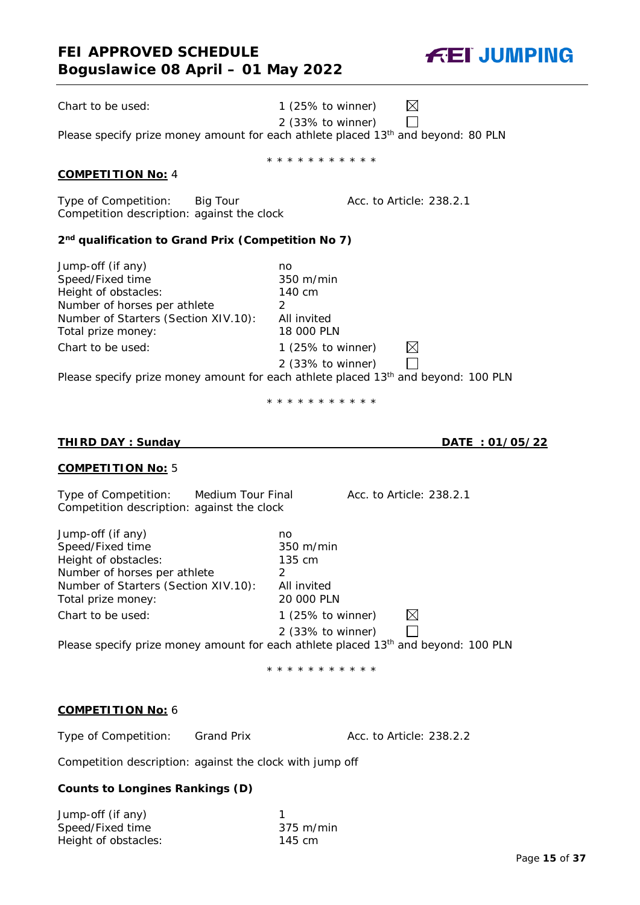Chart to be used: 1 (25% to winner) ☒ 2 (33% to winner) ☐

Please specify prize money amount for each athlete placed 13th and beyond: 80 PLN

\* \* \* \* \* \* \* \* \* \* \*

**COMPETITION No:** 4

Type of Competition: Big Tour Acc. to Article: 238.2.1

Competition description: against the clock

**2nd qualification to Grand Prix (Competition No 7)**

| | |
|---|---|
| Jump-off (if any) | no |
| Speed/Fixed time | 350 m/min |
| Height of obstacles: | 140 cm |
| Number of horses per athlete | 2 |
| Number of Starters (Section XIV.10): | All invited |
| Total prize money: | 18 000 PLN |
| Chart to be used: | 1 (25% to winner) ☒ |
| | 2 (33% to winner) ☐ |

Please specify prize money amount for each athlete placed 13th and beyond: 100 PLN

\* \* \* \* \* \* \* \* \* \* \*

**THIRD DAY : Sunday** **DATE : 01/05/22**

**COMPETITION No:** 5

Type of Competition: Medium Tour Final Acc. to Article: 238.2.1

Competition description: against the clock

| | |
|---|---|
| Jump-off (if any) | no |
| Speed/Fixed time | 350 m/min |
| Height of obstacles: | 135 cm |
| Number of horses per athlete | 2 |
| Number of Starters (Section XIV.10): | All invited |
| Total prize money: | 20 000 PLN |
| Chart to be used: | 1 (25% to winner) ☒ |
| | 2 (33% to winner) ☐ |

Please specify prize money amount for each athlete placed 13th and beyond: 100 PLN

\* \* \* \* \* \* \* \* \* \* \*

**COMPETITION No:** 6

Type of Competition: Grand Prix Acc. to Article: 238.2.2

Competition description: against the clock with jump off

**Counts to Longines Rankings (D)**

| | |
|---|---|
| Jump-off (if any) | 1 |
| Speed/Fixed time | 375 m/min |
| Height of obstacles: | 145 cm |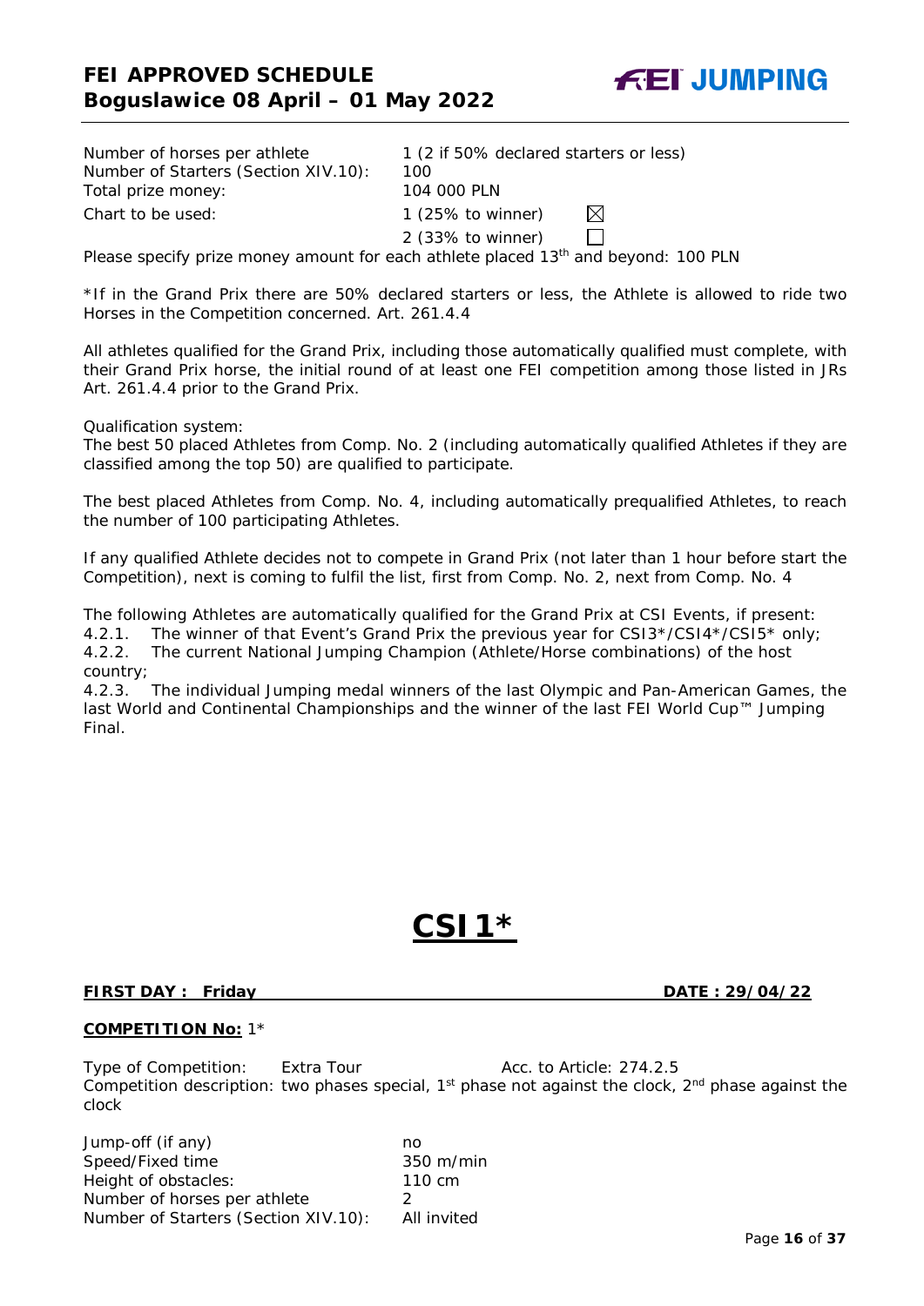| | | |
|---|---|---|
| Number of horses per athlete | 1 (2 if 50% declared starters or less) | |
| Number of Starters (Section XIV.10): | 100 | |
| Total prize money: | 104 000 PLN | |
| Chart to be used: | 1 (25% to winner) | ☒ |
| | 2 (33% to winner) | ☐ |

Please specify prize money amount for each athlete placed 13th and beyond: 100 PLN

*If in the Grand Prix there are 50% declared starters or less, the Athlete is allowed to ride two Horses in the Competition concerned. Art. 261.4.4

All athletes qualified for the Grand Prix, including those automatically qualified must complete, with their Grand Prix horse, the initial round of at least one FEI competition among those listed in JRs Art. 261.4.4 prior to the Grand Prix.

Qualification system:
The best 50 placed Athletes from Comp. No. 2 (including automatically qualified Athletes if they are classified among the top 50) are qualified to participate.

The best placed Athletes from Comp. No. 4, including automatically prequalified Athletes, to reach the number of 100 participating Athletes.

If any qualified Athlete decides not to compete in Grand Prix (not later than 1 hour before start the Competition), next is coming to fulfil the list, first from Comp. No. 2, next from Comp. No. 4

The following Athletes are automatically qualified for the Grand Prix at CSI Events, if present:
4.2.1. The winner of that Event's Grand Prix the previous year for CSI3*/CSI4*/CSI5* only;
4.2.2. The current National Jumping Champion (Athlete/Horse combinations) of the host country;
4.2.3. The individual Jumping medal winners of the last Olympic and Pan-American Games, the last World and Continental Championships and the winner of the last FEI World Cup™ Jumping Final.

# CSI1*

**FIRST DAY : Friday** **DATE : 29/04/22**

**COMPETITION No:** 1*

Type of Competition: Extra Tour Acc. to Article: 274.2.5
Competition description: two phases special, 1st phase not against the clock, 2nd phase against the clock

| | |
|---|---|
| Jump-off (if any) | no |
| Speed/Fixed time | 350 m/min |
| Height of obstacles: | 110 cm |
| Number of horses per athlete | 2 |
| Number of Starters (Section XIV.10): | All invited |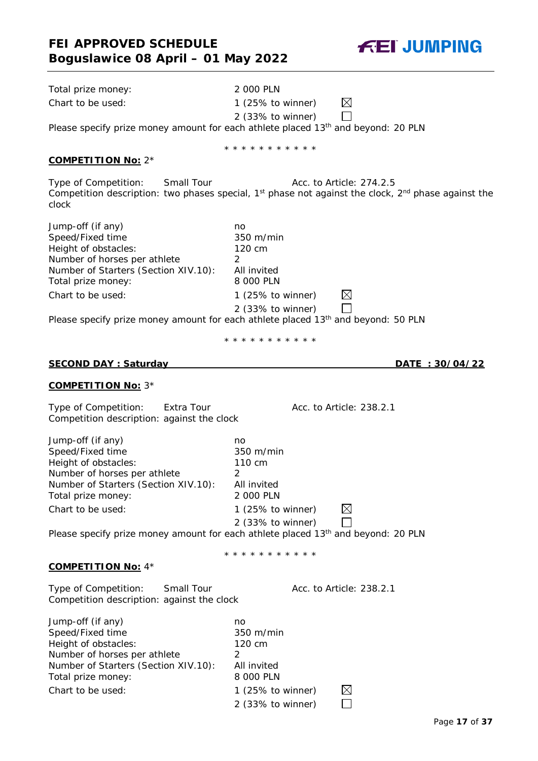Total prize money: 2 000 PLN

Chart to be used: 1 (25% to winner) ☒

2 (33% to winner) ☐

Please specify prize money amount for each athlete placed 13th and beyond: 20 PLN

\* \* \* \* \* \* \* \* \* \* \*

**COMPETITION No:** 2*

Type of Competition: Small Tour Acc. to Article: 274.2.5

Competition description: two phases special, 1st phase not against the clock, 2nd phase against the clock

| | |
|---|---|
| Jump-off (if any) | no |
| Speed/Fixed time | 350 m/min |
| Height of obstacles: | 120 cm |
| Number of horses per athlete | 2 |
| Number of Starters (Section XIV.10): | All invited |
| Total prize money: | 8 000 PLN |
| Chart to be used: | 1 (25% to winner) ☒ |
| | 2 (33% to winner) ☐ |

Please specify prize money amount for each athlete placed 13th and beyond: 50 PLN

\* \* \* \* \* \* \* \* \* \* \*

**SECOND DAY : Saturday** **DATE : 30/04/22**

**COMPETITION No:** 3*

Type of Competition: Extra Tour Acc. to Article: 238.2.1

Competition description: against the clock

| | |
|---|---|
| Jump-off (if any) | no |
| Speed/Fixed time | 350 m/min |
| Height of obstacles: | 110 cm |
| Number of horses per athlete | 2 |
| Number of Starters (Section XIV.10): | All invited |
| Total prize money: | 2 000 PLN |
| Chart to be used: | 1 (25% to winner) ☒ |
| | 2 (33% to winner) ☐ |

Please specify prize money amount for each athlete placed 13th and beyond: 20 PLN

\* \* \* \* \* \* \* \* \* \* \*

**COMPETITION No:** 4*

Type of Competition: Small Tour Acc. to Article: 238.2.1

Competition description: against the clock

| | |
|---|---|
| Jump-off (if any) | no |
| Speed/Fixed time | 350 m/min |
| Height of obstacles: | 120 cm |
| Number of horses per athlete | 2 |
| Number of Starters (Section XIV.10): | All invited |
| Total prize money: | 8 000 PLN |
| Chart to be used: | 1 (25% to winner) ☒ |
| | 2 (33% to winner) ☐ |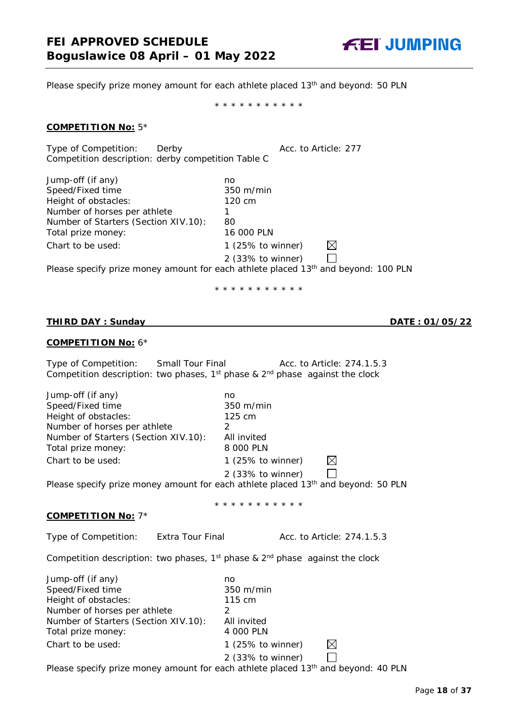Please specify prize money amount for each athlete placed 13th and beyond: 50 PLN

\* \* \* \* \* \* \* \* \* \* \*

**COMPETITION No:** 5*

Type of Competition: Derby Acc. to Article: 277
Competition description: derby competition Table C

| | |
|---|---|
| Jump-off (if any) | no |
| Speed/Fixed time | 350 m/min |
| Height of obstacles: | 120 cm |
| Number of horses per athlete | 1 |
| Number of Starters (Section XIV.10): | 80 |
| Total prize money: | 16 000 PLN |
| Chart to be used: | 1 (25% to winner) ☒ |
| | 2 (33% to winner) ☐ |

Please specify prize money amount for each athlete placed 13th and beyond: 100 PLN

\* \* \* \* \* \* \* \* \* \* \*

**THIRD DAY : Sunday** **DATE : 01/05/22**

**COMPETITION No:** 6*

Type of Competition: Small Tour Final Acc. to Article: 274.1.5.3
Competition description: two phases, 1st phase & 2nd phase against the clock

| | |
|---|---|
| Jump-off (if any) | no |
| Speed/Fixed time | 350 m/min |
| Height of obstacles: | 125 cm |
| Number of horses per athlete | 2 |
| Number of Starters (Section XIV.10): | All invited |
| Total prize money: | 8 000 PLN |
| Chart to be used: | 1 (25% to winner) ☒ |
| | 2 (33% to winner) ☐ |

Please specify prize money amount for each athlete placed 13th and beyond: 50 PLN

\* \* \* \* \* \* \* \* \* \* \*

**COMPETITION No:** 7*

Type of Competition: Extra Tour Final Acc. to Article: 274.1.5.3

Competition description: two phases, 1st phase & 2nd phase against the clock

| | |
|---|---|
| Jump-off (if any) | no |
| Speed/Fixed time | 350 m/min |
| Height of obstacles: | 115 cm |
| Number of horses per athlete | 2 |
| Number of Starters (Section XIV.10): | All invited |
| Total prize money: | 4 000 PLN |
| Chart to be used: | 1 (25% to winner) ☒ |
| | 2 (33% to winner) ☐ |

Please specify prize money amount for each athlete placed 13th and beyond: 40 PLN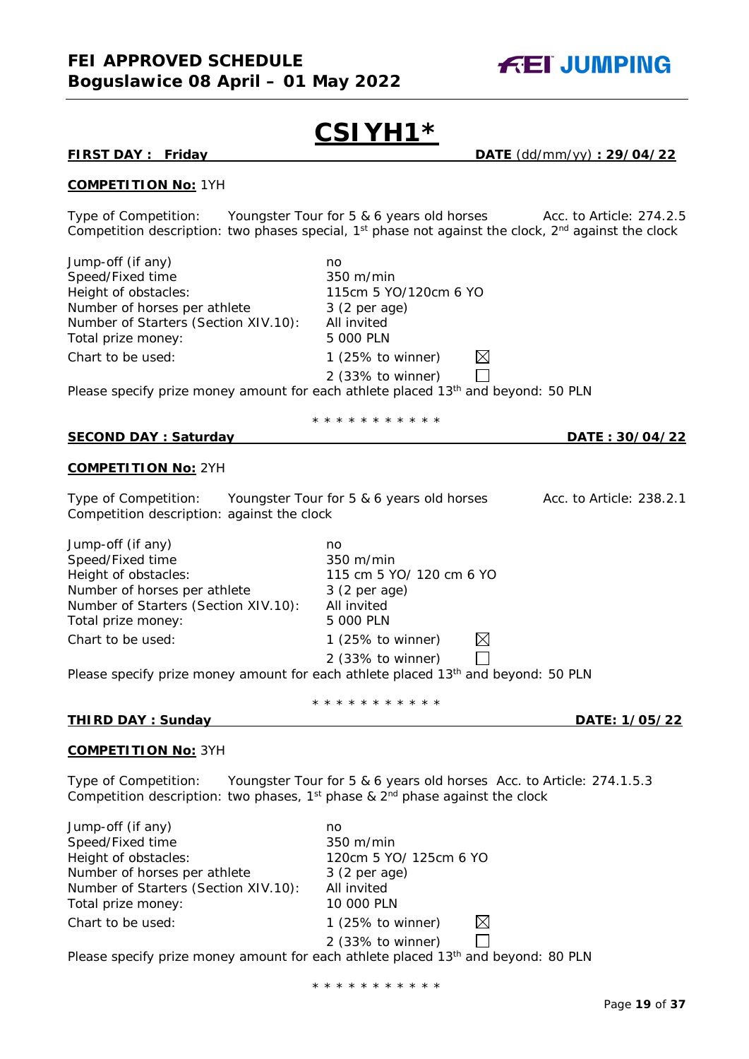# CSIYH1*

**FIRST DAY : Friday** **DATE** (dd/mm/yy) **: 29/04/22**

**COMPETITION No:** 1YH

Type of Competition: Youngster Tour for 5 & 6 years old horses Acc. to Article: 274.2.5
Competition description: two phases special, 1st phase not against the clock, 2nd against the clock

| | |
|---|---|
| Jump-off (if any) | no |
| Speed/Fixed time | 350 m/min |
| Height of obstacles: | 115cm 5 YO/120cm 6 YO |
| Number of horses per athlete | 3 (2 per age) |
| Number of Starters (Section XIV.10): | All invited |
| Total prize money: | 5 000 PLN |
| Chart to be used: | 1 (25% to winner) ☒ |
| | 2 (33% to winner) ☐ |

Please specify prize money amount for each athlete placed 13th and beyond: 50 PLN

* * * * * * * * * * *

**SECOND DAY : Saturday** **DATE : 30/04/22**

**COMPETITION No:** 2YH

Type of Competition: Youngster Tour for 5 & 6 years old horses Acc. to Article: 238.2.1
Competition description: against the clock

| | |
|---|---|
| Jump-off (if any) | no |
| Speed/Fixed time | 350 m/min |
| Height of obstacles: | 115 cm 5 YO/ 120 cm 6 YO |
| Number of horses per athlete | 3 (2 per age) |
| Number of Starters (Section XIV.10): | All invited |
| Total prize money: | 5 000 PLN |
| Chart to be used: | 1 (25% to winner) ☒ |
| | 2 (33% to winner) ☐ |

Please specify prize money amount for each athlete placed 13th and beyond: 50 PLN

* * * * * * * * * * *

**THIRD DAY : Sunday** **DATE: 1/05/22**

**COMPETITION No:** 3YH

Type of Competition: Youngster Tour for 5 & 6 years old horses Acc. to Article: 274.1.5.3
Competition description: two phases, 1st phase & 2nd phase against the clock

| | |
|---|---|
| Jump-off (if any) | no |
| Speed/Fixed time | 350 m/min |
| Height of obstacles: | 120cm 5 YO/ 125cm 6 YO |
| Number of horses per athlete | 3 (2 per age) |
| Number of Starters (Section XIV.10): | All invited |
| Total prize money: | 10 000 PLN |
| Chart to be used: | 1 (25% to winner) ☒ |
| | 2 (33% to winner) ☐ |

Please specify prize money amount for each athlete placed 13th and beyond: 80 PLN

* * * * * * * * * * *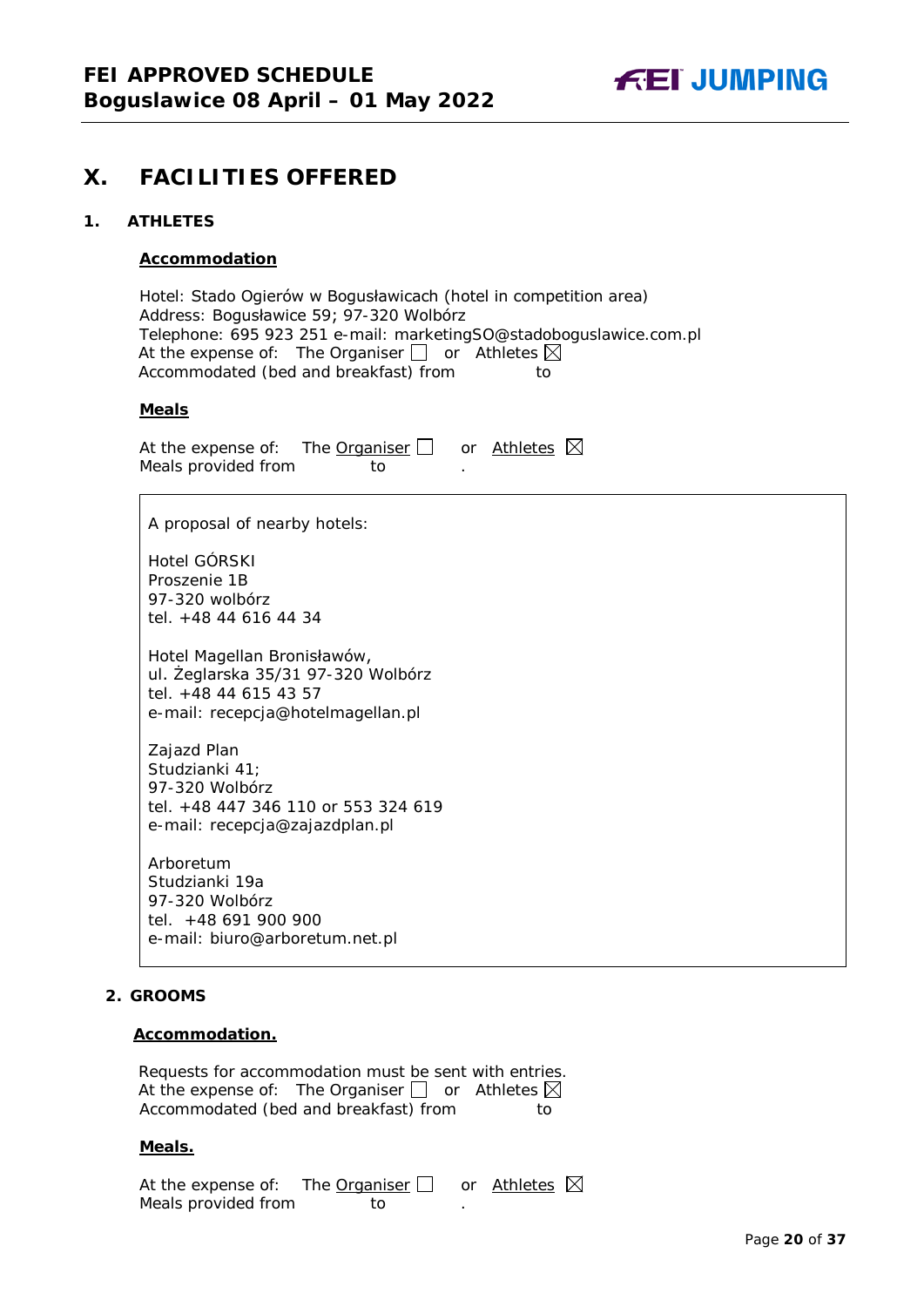# X. FACILITIES OFFERED

## 1. ATHLETES

### Accommodation

Hotel: Stado Ogierów w Bogusławicach (hotel in competition area)
Address: Bogusławice 59; 97-320 Wolbórz
Telephone: 695 923 251 e-mail: marketingSO@stadoboguslawice.com.pl
At the expense of: The Organiser ☐ or Athletes ☒
Accommodated (bed and breakfast) from to

### Meals

At the expense of: The Organiser ☐ or Athletes ☒
Meals provided from to .

A proposal of nearby hotels:

Hotel GÓRSKI
Proszenie 1B
97-320 wolbórz
tel. +48 44 616 44 34

Hotel Magellan Bronisławów,
ul. Żeglarska 35/31 97-320 Wolbórz
tel. +48 44 615 43 57
e-mail: recepcja@hotelmagellan.pl

Zajazd Plan
Studzianki 41;
97-320 Wolbórz
tel. +48 447 346 110 or 553 324 619
e-mail: recepcja@zajazdplan.pl

Arboretum
Studzianki 19a
97-320 Wolbórz
tel. +48 691 900 900
e-mail: biuro@arboretum.net.pl

## 2. GROOMS

### Accommodation.

Requests for accommodation must be sent with entries.
At the expense of: The Organiser ☐ or Athletes ☒
Accommodated (bed and breakfast) from to

### Meals.

At the expense of: The Organiser ☐ or Athletes ☒
Meals provided from to .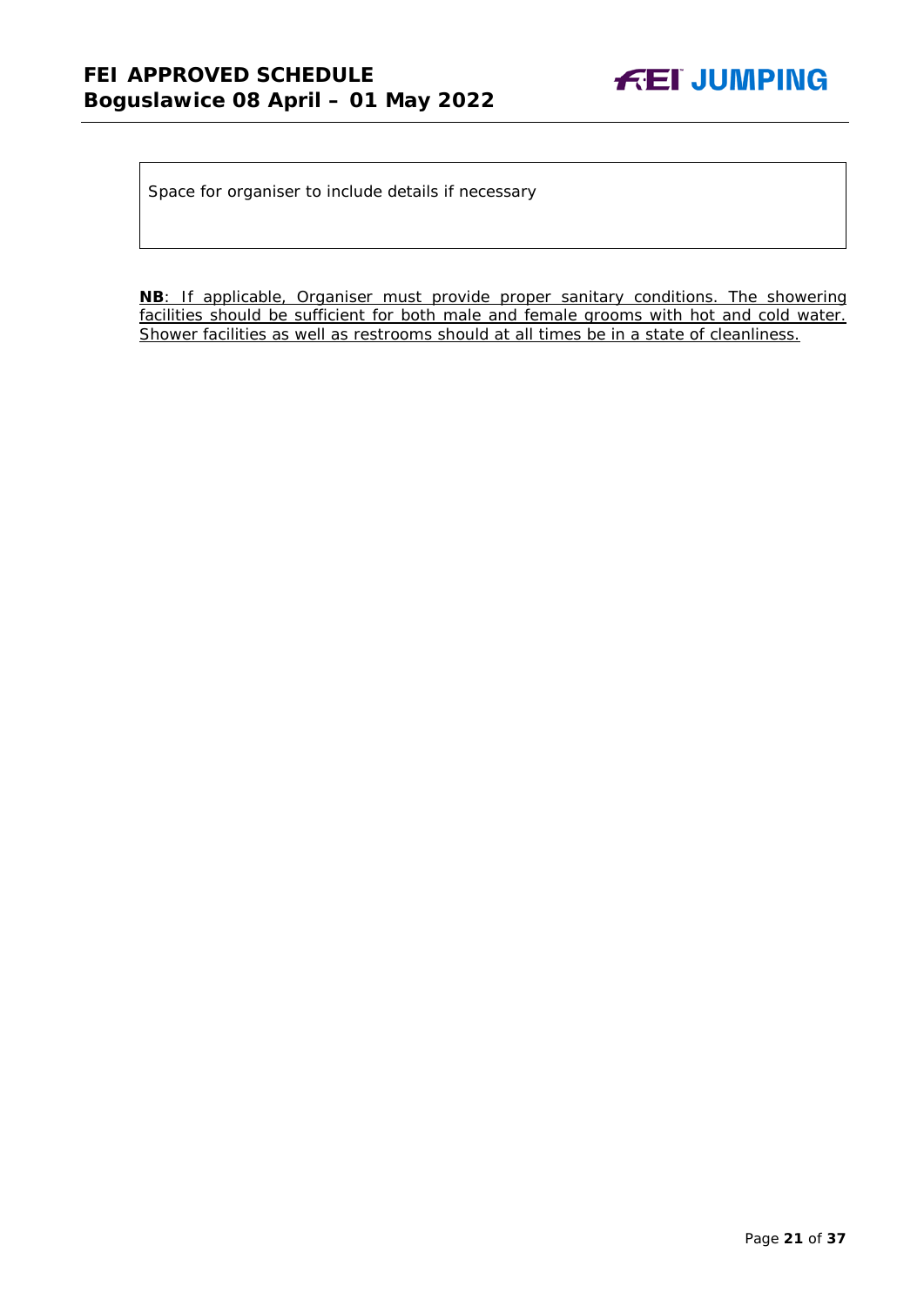| Space for organiser to include details if necessary |
| --- |

**NB**: If applicable, Organiser must provide proper sanitary conditions. The showering facilities should be sufficient for both male and female grooms with hot and cold water. Shower facilities as well as restrooms should at all times be in a state of cleanliness.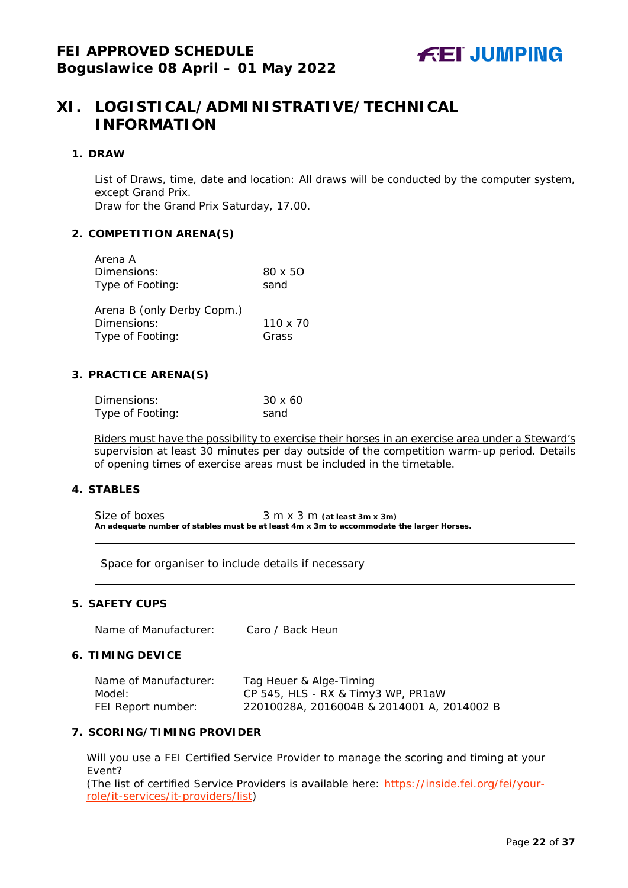# XI. LOGISTICAL/ADMINISTRATIVE/TECHNICAL INFORMATION

## 1. DRAW

List of Draws, time, date and location: All draws will be conducted by the computer system, except Grand Prix.
Draw for the Grand Prix Saturday, 17.00.

## 2. COMPETITION ARENA(S)

| Arena A | |
|---|---|
| Dimensions: | 80 x 5O |
| Type of Footing: | sand |

| Arena B (only Derby Copm.) | |
|---|---|
| Dimensions: | 110 x 70 |
| Type of Footing: | Grass |

## 3. PRACTICE ARENA(S)

| | |
|---|---|
| Dimensions: | 30 x 60 |
| Type of Footing: | sand |

Riders must have the possibility to exercise their horses in an exercise area under a Steward's supervision at least 30 minutes per day outside of the competition warm-up period. Details of opening times of exercise areas must be included in the timetable.

## 4. STABLES

Size of boxes 3 m x 3 m **(at least 3m x 3m)**
**An adequate number of stables must be at least 4m x 3m to accommodate the larger Horses.**

| Space for organiser to include details if necessary |
|---|

## 5. SAFETY CUPS

Name of Manufacturer: Caro / Back Heun

## 6. TIMING DEVICE

| | |
|---|---|
| Name of Manufacturer: | Tag Heuer & Alge-Timing |
| Model: | CP 545, HLS - RX & Timy3 WP, PR1aW |
| FEI Report number: | 22010028A, 2016004B & 2014001 A, 2014002 B |

## 7. SCORING/TIMING PROVIDER

Will you use a FEI Certified Service Provider to manage the scoring and timing at your Event?
(The list of certified Service Providers is available here: https://inside.fei.org/fei/your-role/it-services/it-providers/list)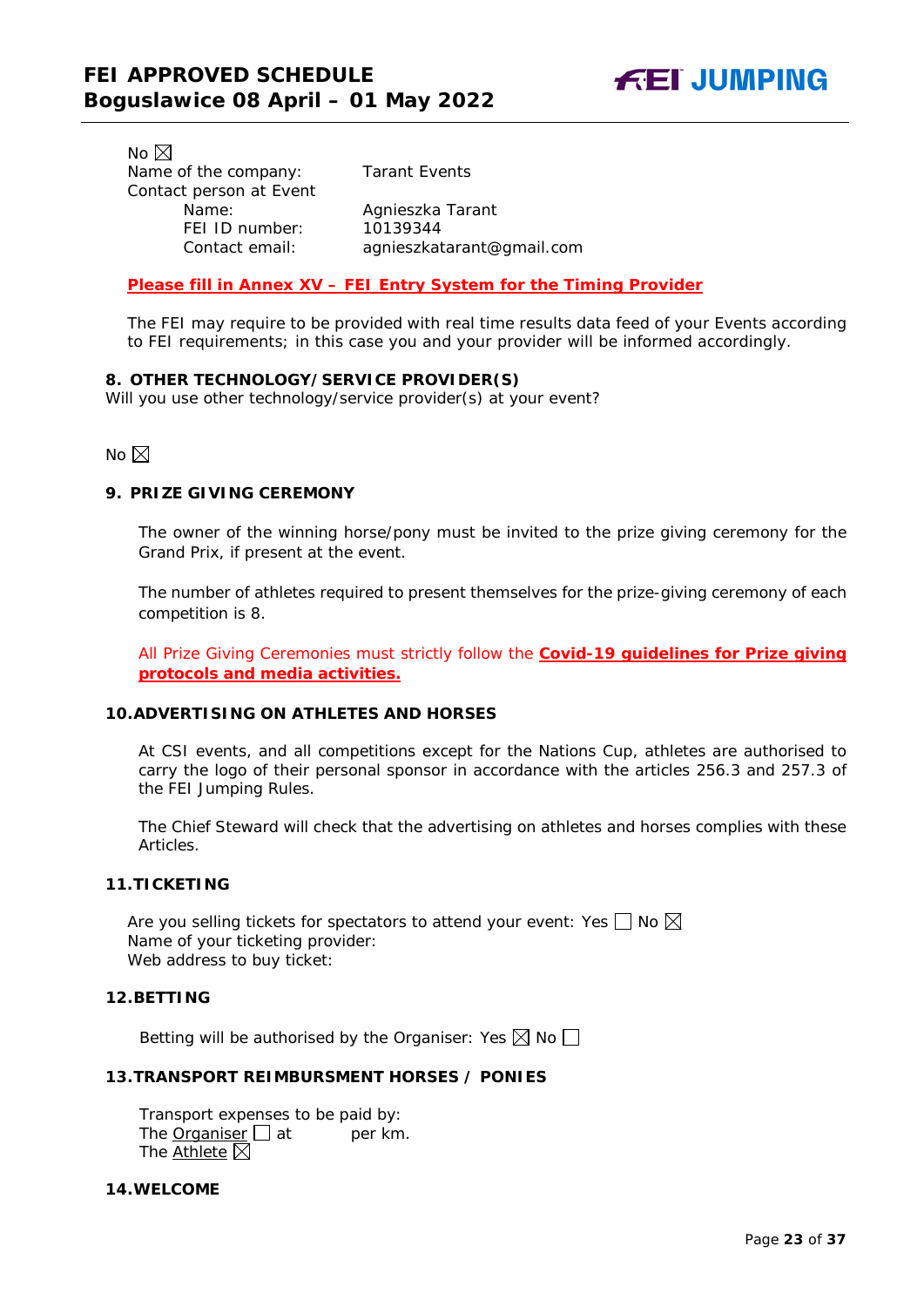No ☒

Name of the company: Tarant Events

Contact person at Event

Name: Agnieszka Tarant

FEI ID number: 10139344

Contact email: agnieszkatarant@gmail.com

**Please fill in Annex XV – FEI Entry System for the Timing Provider**

The FEI may require to be provided with real time results data feed of your Events according to FEI requirements; in this case you and your provider will be informed accordingly.

### 8. OTHER TECHNOLOGY/SERVICE PROVIDER(S)

Will you use other technology/service provider(s) at your event?

No ☒

### 9. PRIZE GIVING CEREMONY

The owner of the winning horse/pony must be invited to the prize giving ceremony for the Grand Prix, if present at the event.

The number of athletes required to present themselves for the prize-giving ceremony of each competition is 8.

All Prize Giving Ceremonies must strictly follow the **Covid-19 guidelines for Prize giving protocols and media activities.**

### 10. ADVERTISING ON ATHLETES AND HORSES

At CSI events, and all competitions except for the Nations Cup, athletes are authorised to carry the logo of their personal sponsor in accordance with the articles 256.3 and 257.3 of the FEI Jumping Rules.

The Chief Steward will check that the advertising on athletes and horses complies with these Articles.

### 11. TICKETING

Are you selling tickets for spectators to attend your event: Yes ☐ No ☒

Name of your ticketing provider:

Web address to buy ticket:

### 12. BETTING

Betting will be authorised by the Organiser: Yes ☒ No ☐

### 13. TRANSPORT REIMBURSMENT HORSES / PONIES

Transport expenses to be paid by:

The Organiser ☐ at per km.

The Athlete ☒

### 14. WELCOME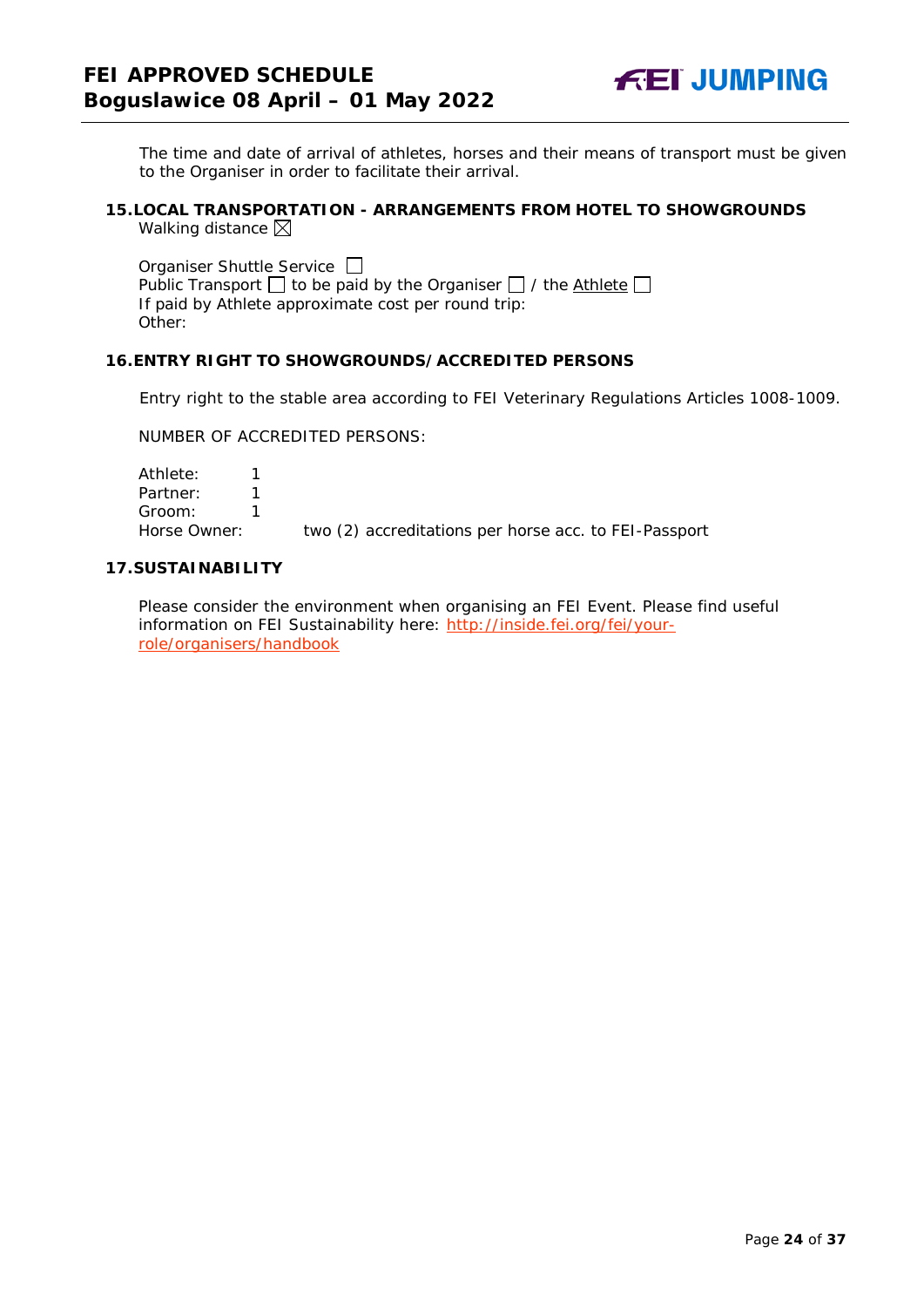The time and date of arrival of athletes, horses and their means of transport must be given to the Organiser in order to facilitate their arrival.

## 15. LOCAL TRANSPORTATION - ARRANGEMENTS FROM HOTEL TO SHOWGROUNDS

Walking distance ☒

Organiser Shuttle Service ☐
Public Transport ☐ to be paid by the Organiser ☐ / the Athlete ☐
If paid by Athlete approximate cost per round trip:
Other:

## 16. ENTRY RIGHT TO SHOWGROUNDS/ACCREDITED PERSONS

Entry right to the stable area according to FEI Veterinary Regulations Articles 1008-1009.

NUMBER OF ACCREDITED PERSONS:

| | |
|---|---|
| Athlete: | 1 |
| Partner: | 1 |
| Groom: | 1 |
| Horse Owner: | two (2) accreditations per horse acc. to FEI-Passport |

## 17. SUSTAINABILITY

Please consider the environment when organising an FEI Event. Please find useful information on FEI Sustainability here: http://inside.fei.org/fei/your-role/organisers/handbook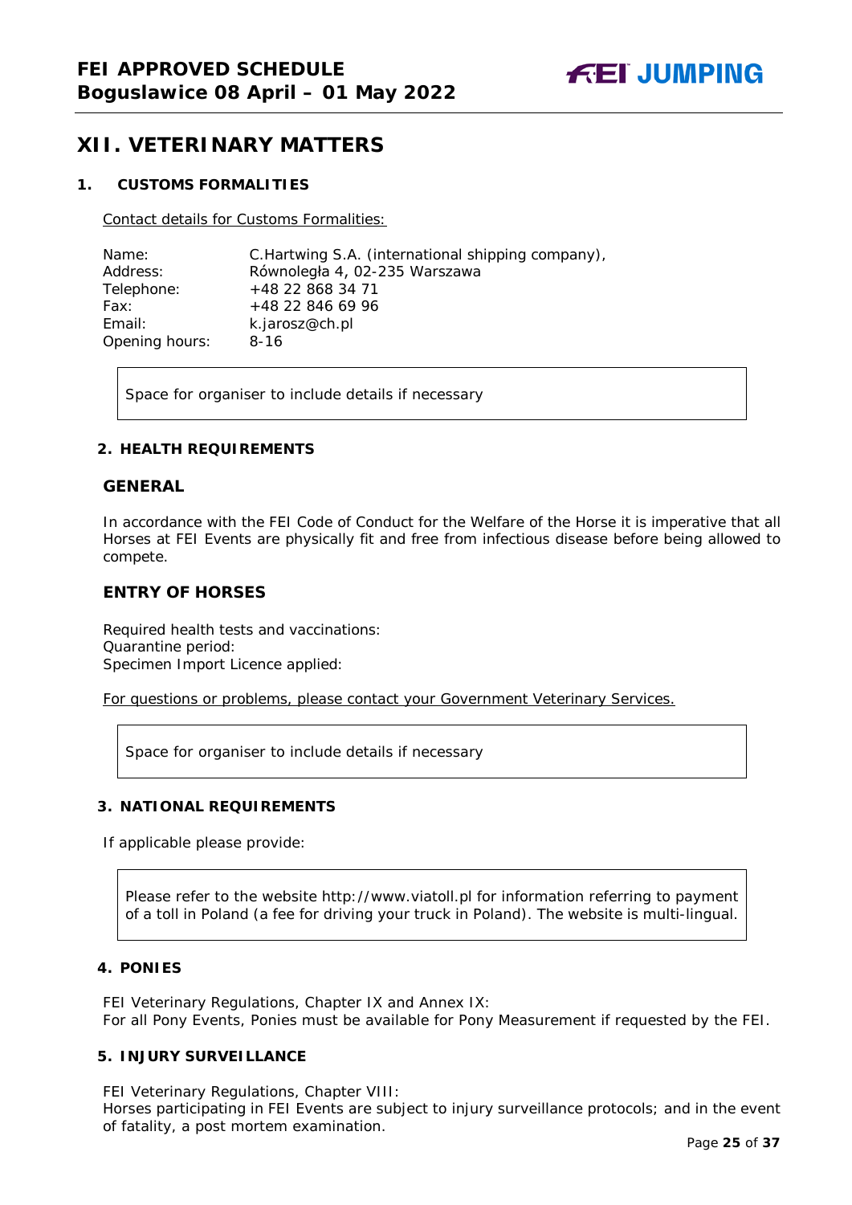# XII. VETERINARY MATTERS

## 1. CUSTOMS FORMALITIES

Contact details for Customs Formalities:

| | |
|---|---|
| Name: | C.Hartwing S.A. (international shipping company), |
| Address: | Równoległa 4, 02-235 Warszawa |
| Telephone: | +48 22 868 34 71 |
| Fax: | +48 22 846 69 96 |
| Email: | k.jarosz@ch.pl |
| Opening hours: | 8-16 |

Space for organiser to include details if necessary

## 2. HEALTH REQUIREMENTS

### GENERAL

In accordance with the FEI Code of Conduct for the Welfare of the Horse it is imperative that all Horses at FEI Events are physically fit and free from infectious disease before being allowed to compete.

### ENTRY OF HORSES

Required health tests and vaccinations:
Quarantine period:
Specimen Import Licence applied:

For questions or problems, please contact your Government Veterinary Services.

Space for organiser to include details if necessary

## 3. NATIONAL REQUIREMENTS

If applicable please provide:

Please refer to the website http://www.viatoll.pl for information referring to payment of a toll in Poland (a fee for driving your truck in Poland). The website is multi-lingual.

## 4. PONIES

FEI Veterinary Regulations, Chapter IX and Annex IX:
For all Pony Events, Ponies must be available for Pony Measurement if requested by the FEI.

## 5. INJURY SURVEILLANCE

FEI Veterinary Regulations, Chapter VIII:
Horses participating in FEI Events are subject to injury surveillance protocols; and in the event of fatality, a post mortem examination.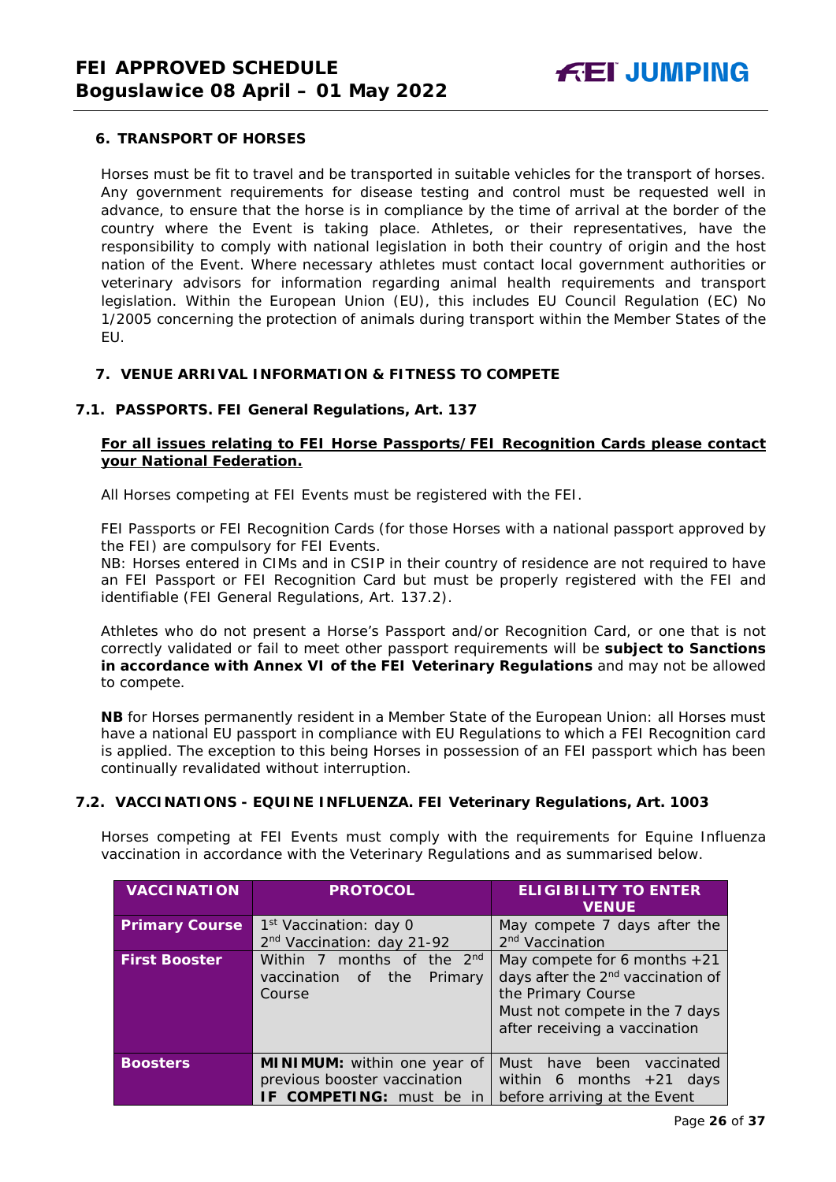## 6. TRANSPORT OF HORSES

Horses must be fit to travel and be transported in suitable vehicles for the transport of horses. Any government requirements for disease testing and control must be requested well in advance, to ensure that the horse is in compliance by the time of arrival at the border of the country where the Event is taking place. Athletes, or their representatives, have the responsibility to comply with national legislation in both their country of origin and the host nation of the Event. Where necessary athletes must contact local government authorities or veterinary advisors for information regarding animal health requirements and transport legislation. Within the European Union (EU), this includes EU Council Regulation (EC) No 1/2005 concerning the protection of animals during transport within the Member States of the EU.

## 7. VENUE ARRIVAL INFORMATION & FITNESS TO COMPETE

### 7.1. PASSPORTS. FEI General Regulations, Art. 137

**For all issues relating to FEI Horse Passports/FEI Recognition Cards please contact your National Federation.**

All Horses competing at FEI Events must be registered with the FEI.

FEI Passports or FEI Recognition Cards (for those Horses with a national passport approved by the FEI) are compulsory for FEI Events.
NB: Horses entered in CIMs and in CSIP in their country of residence are not required to have an FEI Passport or FEI Recognition Card but must be properly registered with the FEI and identifiable (FEI General Regulations, Art. 137.2).

Athletes who do not present a Horse's Passport and/or Recognition Card, or one that is not correctly validated or fail to meet other passport requirements will be **subject to Sanctions in accordance with Annex VI of the FEI Veterinary Regulations** and may not be allowed to compete.

**NB** for Horses permanently resident in a Member State of the European Union: all Horses must have a national EU passport in compliance with EU Regulations to which a FEI Recognition card is applied. The exception to this being Horses in possession of an FEI passport which has been continually revalidated without interruption.

### 7.2. VACCINATIONS - EQUINE INFLUENZA. FEI Veterinary Regulations, Art. 1003

Horses competing at FEI Events must comply with the requirements for Equine Influenza vaccination in accordance with the Veterinary Regulations and as summarised below.

| VACCINATION | PROTOCOL | ELIGIBILITY TO ENTER VENUE |
|---|---|---|
| **Primary Course** | 1st Vaccination: day 0<br>2nd Vaccination: day 21-92 | May compete 7 days after the 2nd Vaccination |
| **First Booster** | Within 7 months of the 2nd vaccination of the Primary Course | May compete for 6 months +21 days after the 2nd vaccination of the Primary Course<br>Must not compete in the 7 days after receiving a vaccination |
| **Boosters** | **MINIMUM:** within one year of previous booster vaccination<br>**IF COMPETING:** must be in | Must have been vaccinated within 6 months +21 days before arriving at the Event |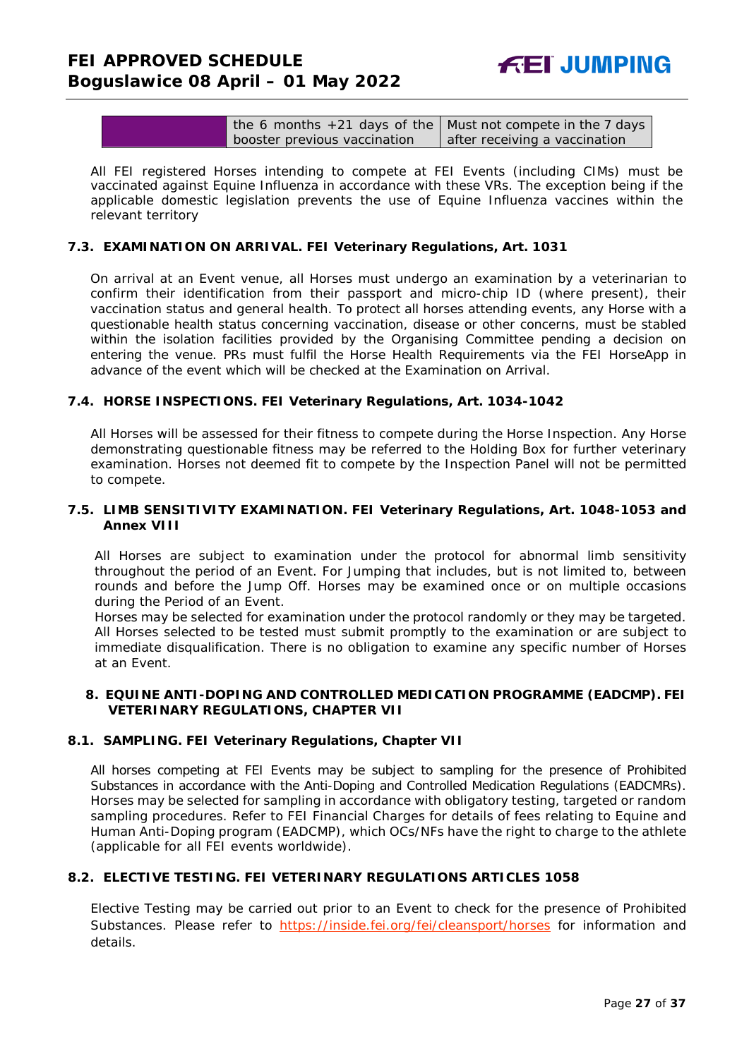|  | the 6 months +21 days of the booster previous vaccination | Must not compete in the 7 days after receiving a vaccination |
| --- | --- | --- |

All FEI registered Horses intending to compete at FEI Events (including CIMs) must be vaccinated against Equine Influenza in accordance with these VRs. The exception being if the applicable domestic legislation prevents the use of Equine Influenza vaccines within the relevant territory

### 7.3. EXAMINATION ON ARRIVAL. FEI Veterinary Regulations, Art. 1031

On arrival at an Event venue, all Horses must undergo an examination by a veterinarian to confirm their identification from their passport and micro-chip ID (where present), their vaccination status and general health. To protect all horses attending events, any Horse with a questionable health status concerning vaccination, disease or other concerns, must be stabled within the isolation facilities provided by the Organising Committee pending a decision on entering the venue. PRs must fulfil the Horse Health Requirements via the FEI HorseApp in advance of the event which will be checked at the Examination on Arrival.

### 7.4. HORSE INSPECTIONS. FEI Veterinary Regulations, Art. 1034-1042

All Horses will be assessed for their fitness to compete during the Horse Inspection. Any Horse demonstrating questionable fitness may be referred to the Holding Box for further veterinary examination. Horses not deemed fit to compete by the Inspection Panel will not be permitted to compete.

### 7.5. LIMB SENSITIVITY EXAMINATION. FEI Veterinary Regulations, Art. 1048-1053 and Annex VIII

All Horses are subject to examination under the protocol for abnormal limb sensitivity throughout the period of an Event. For Jumping that includes, but is not limited to, between rounds and before the Jump Off. Horses may be examined once or on multiple occasions during the Period of an Event.
Horses may be selected for examination under the protocol randomly or they may be targeted. All Horses selected to be tested must submit promptly to the examination or are subject to immediate disqualification. There is no obligation to examine any specific number of Horses at an Event.

## 8. EQUINE ANTI-DOPING AND CONTROLLED MEDICATION PROGRAMME (EADCMP). FEI VETERINARY REGULATIONS, CHAPTER VII

### 8.1. SAMPLING. FEI Veterinary Regulations, Chapter VII

All horses competing at FEI Events may be subject to sampling for the presence of Prohibited Substances in accordance with the Anti-Doping and Controlled Medication Regulations (EADCMRs). Horses may be selected for sampling in accordance with obligatory testing, targeted or random sampling procedures. Refer to FEI Financial Charges for details of fees relating to Equine and Human Anti-Doping program (EADCMP), which OCs/NFs have the right to charge to the athlete (applicable for all FEI events worldwide).

### 8.2. ELECTIVE TESTING. FEI VETERINARY REGULATIONS ARTICLES 1058

Elective Testing may be carried out prior to an Event to check for the presence of Prohibited Substances. Please refer to https://inside.fei.org/fei/cleansport/horses for information and details.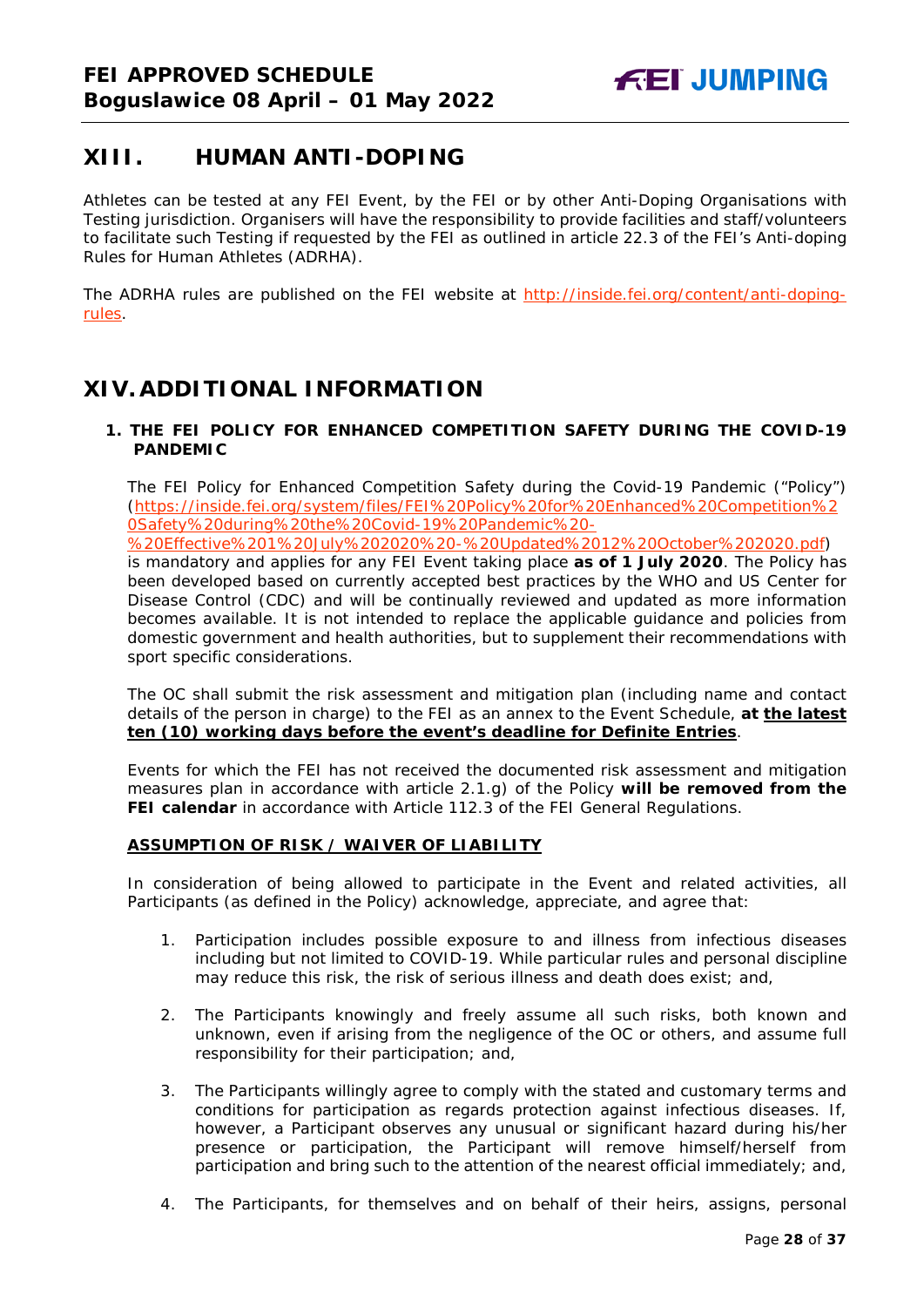## XIII. HUMAN ANTI-DOPING

Athletes can be tested at any FEI Event, by the FEI or by other Anti-Doping Organisations with Testing jurisdiction. Organisers will have the responsibility to provide facilities and staff/volunteers to facilitate such Testing if requested by the FEI as outlined in article 22.3 of the FEI's Anti-doping Rules for Human Athletes (ADRHA).

The ADRHA rules are published on the FEI website at [http://inside.fei.org/content/anti-doping-rules](http://inside.fei.org/content/anti-doping-rules).

## XIV. ADDITIONAL INFORMATION

### 1. THE FEI POLICY FOR ENHANCED COMPETITION SAFETY DURING THE COVID-19 PANDEMIC

The FEI Policy for Enhanced Competition Safety during the Covid-19 Pandemic ("Policy") ([https://inside.fei.org/system/files/FEI%20Policy%20for%20Enhanced%20Competition%20Safety%20during%20the%20Covid-19%20Pandemic%20-%20Effective%201%20July%202020%20-%20Updated%2012%20October%202020.pdf](https://inside.fei.org/system/files/FEI%20Policy%20for%20Enhanced%20Competition%20Safety%20during%20the%20Covid-19%20Pandemic%20-%20Effective%201%20July%202020%20-%20Updated%2012%20October%202020.pdf)) is mandatory and applies for any FEI Event taking place **as of 1 July 2020**. The Policy has been developed based on currently accepted best practices by the WHO and US Center for Disease Control (CDC) and will be continually reviewed and updated as more information becomes available. It is not intended to replace the applicable guidance and policies from domestic government and health authorities, but to supplement their recommendations with sport specific considerations.

The OC shall submit the risk assessment and mitigation plan (including name and contact details of the person in charge) to the FEI as an annex to the Event Schedule, **at <u>the latest ten (10) working days before the event's deadline for Definite Entries</u>**.

Events for which the FEI has not received the documented risk assessment and mitigation measures plan in accordance with article 2.1.g) of the Policy **will be removed from the FEI calendar** in accordance with Article 112.3 of the FEI General Regulations.

**<u>ASSUMPTION OF RISK / WAIVER OF LIABILITY</u>**

In consideration of being allowed to participate in the Event and related activities, all Participants (as defined in the Policy) acknowledge, appreciate, and agree that:

1. Participation includes possible exposure to and illness from infectious diseases including but not limited to COVID-19. While particular rules and personal discipline may reduce this risk, the risk of serious illness and death does exist; and,

2. The Participants knowingly and freely assume all such risks, both known and unknown, even if arising from the negligence of the OC or others, and assume full responsibility for their participation; and,

3. The Participants willingly agree to comply with the stated and customary terms and conditions for participation as regards protection against infectious diseases. If, however, a Participant observes any unusual or significant hazard during his/her presence or participation, the Participant will remove himself/herself from participation and bring such to the attention of the nearest official immediately; and,

4. The Participants, for themselves and on behalf of their heirs, assigns, personal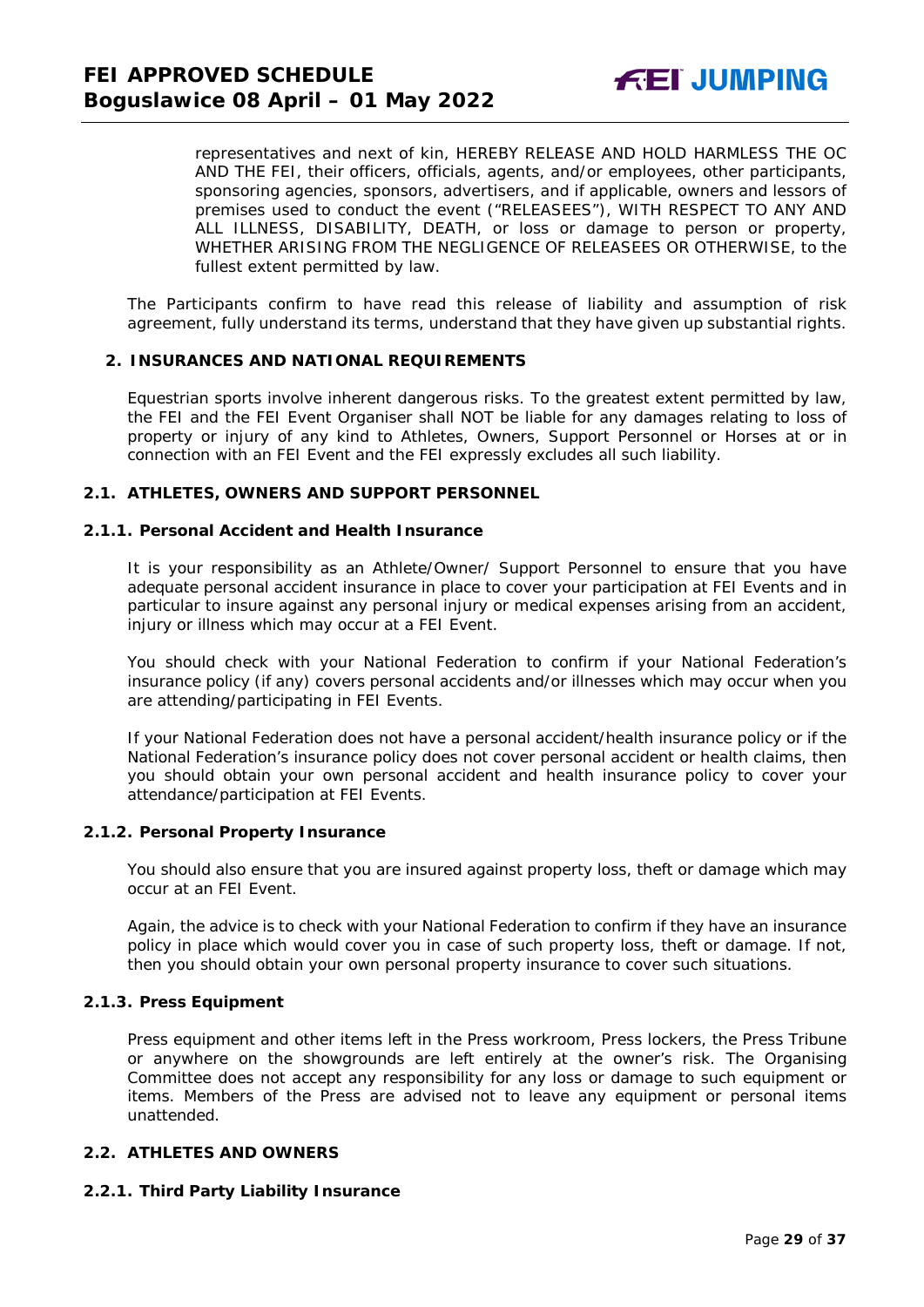representatives and next of kin, HEREBY RELEASE AND HOLD HARMLESS THE OC AND THE FEI, their officers, officials, agents, and/or employees, other participants, sponsoring agencies, sponsors, advertisers, and if applicable, owners and lessors of premises used to conduct the event ("RELEASEES"), WITH RESPECT TO ANY AND ALL ILLNESS, DISABILITY, DEATH, or loss or damage to person or property, WHETHER ARISING FROM THE NEGLIGENCE OF RELEASEES OR OTHERWISE, to the fullest extent permitted by law.

The Participants confirm to have read this release of liability and assumption of risk agreement, fully understand its terms, understand that they have given up substantial rights.

## 2. INSURANCES AND NATIONAL REQUIREMENTS

Equestrian sports involve inherent dangerous risks. To the greatest extent permitted by law, the FEI and the FEI Event Organiser shall NOT be liable for any damages relating to loss of property or injury of any kind to Athletes, Owners, Support Personnel or Horses at or in connection with an FEI Event and the FEI expressly excludes all such liability.

### 2.1. ATHLETES, OWNERS AND SUPPORT PERSONNEL

#### 2.1.1. Personal Accident and Health Insurance

It is your responsibility as an Athlete/Owner/ Support Personnel to ensure that you have adequate personal accident insurance in place to cover your participation at FEI Events and in particular to insure against any personal injury or medical expenses arising from an accident, injury or illness which may occur at a FEI Event.

You should check with your National Federation to confirm if your National Federation's insurance policy (if any) covers personal accidents and/or illnesses which may occur when you are attending/participating in FEI Events.

If your National Federation does not have a personal accident/health insurance policy or if the National Federation's insurance policy does not cover personal accident or health claims, then you should obtain your own personal accident and health insurance policy to cover your attendance/participation at FEI Events.

#### 2.1.2. Personal Property Insurance

You should also ensure that you are insured against property loss, theft or damage which may occur at an FEI Event.

Again, the advice is to check with your National Federation to confirm if they have an insurance policy in place which would cover you in case of such property loss, theft or damage. If not, then you should obtain your own personal property insurance to cover such situations.

#### 2.1.3. Press Equipment

Press equipment and other items left in the Press workroom, Press lockers, the Press Tribune or anywhere on the showgrounds are left entirely at the owner's risk. The Organising Committee does not accept any responsibility for any loss or damage to such equipment or items. Members of the Press are advised not to leave any equipment or personal items unattended.

### 2.2. ATHLETES AND OWNERS

#### 2.2.1. Third Party Liability Insurance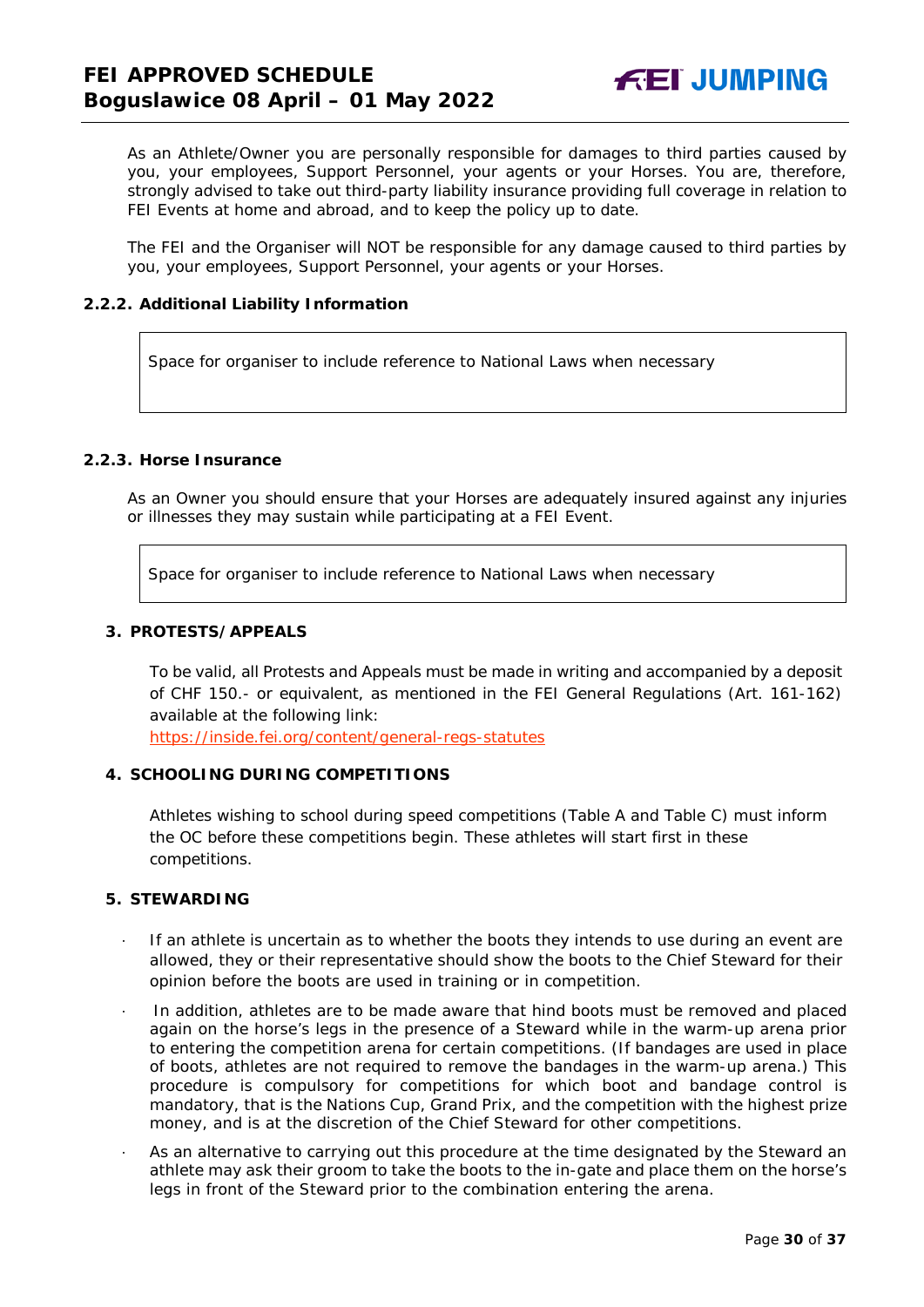As an Athlete/Owner you are personally responsible for damages to third parties caused by you, your employees, Support Personnel, your agents or your Horses. You are, therefore, strongly advised to take out third-party liability insurance providing full coverage in relation to FEI Events at home and abroad, and to keep the policy up to date.

The FEI and the Organiser will NOT be responsible for any damage caused to third parties by you, your employees, Support Personnel, your agents or your Horses.

### 2.2.2. Additional Liability Information

| Space for organiser to include reference to National Laws when necessary |
|---|

### 2.2.3. Horse Insurance

As an Owner you should ensure that your Horses are adequately insured against any injuries or illnesses they may sustain while participating at a FEI Event.

| Space for organiser to include reference to National Laws when necessary |
|---|

## 3. PROTESTS/APPEALS

To be valid, all Protests and Appeals must be made in writing and accompanied by a deposit of CHF 150.- or equivalent, as mentioned in the FEI General Regulations (Art. 161-162) available at the following link:
https://inside.fei.org/content/general-regs-statutes

## 4. SCHOOLING DURING COMPETITIONS

Athletes wishing to school during speed competitions (Table A and Table C) must inform the OC before these competitions begin. These athletes will start first in these competitions.

## 5. STEWARDING

- If an athlete is uncertain as to whether the boots they intends to use during an event are allowed, they or their representative should show the boots to the Chief Steward for their opinion before the boots are used in training or in competition.
- In addition, athletes are to be made aware that hind boots must be removed and placed again on the horse's legs in the presence of a Steward while in the warm-up arena prior to entering the competition arena for certain competitions. (If bandages are used in place of boots, athletes are not required to remove the bandages in the warm-up arena.) This procedure is compulsory for competitions for which boot and bandage control is mandatory, that is the Nations Cup, Grand Prix, and the competition with the highest prize money, and is at the discretion of the Chief Steward for other competitions.
- As an alternative to carrying out this procedure at the time designated by the Steward an athlete may ask their groom to take the boots to the in-gate and place them on the horse's legs in front of the Steward prior to the combination entering the arena.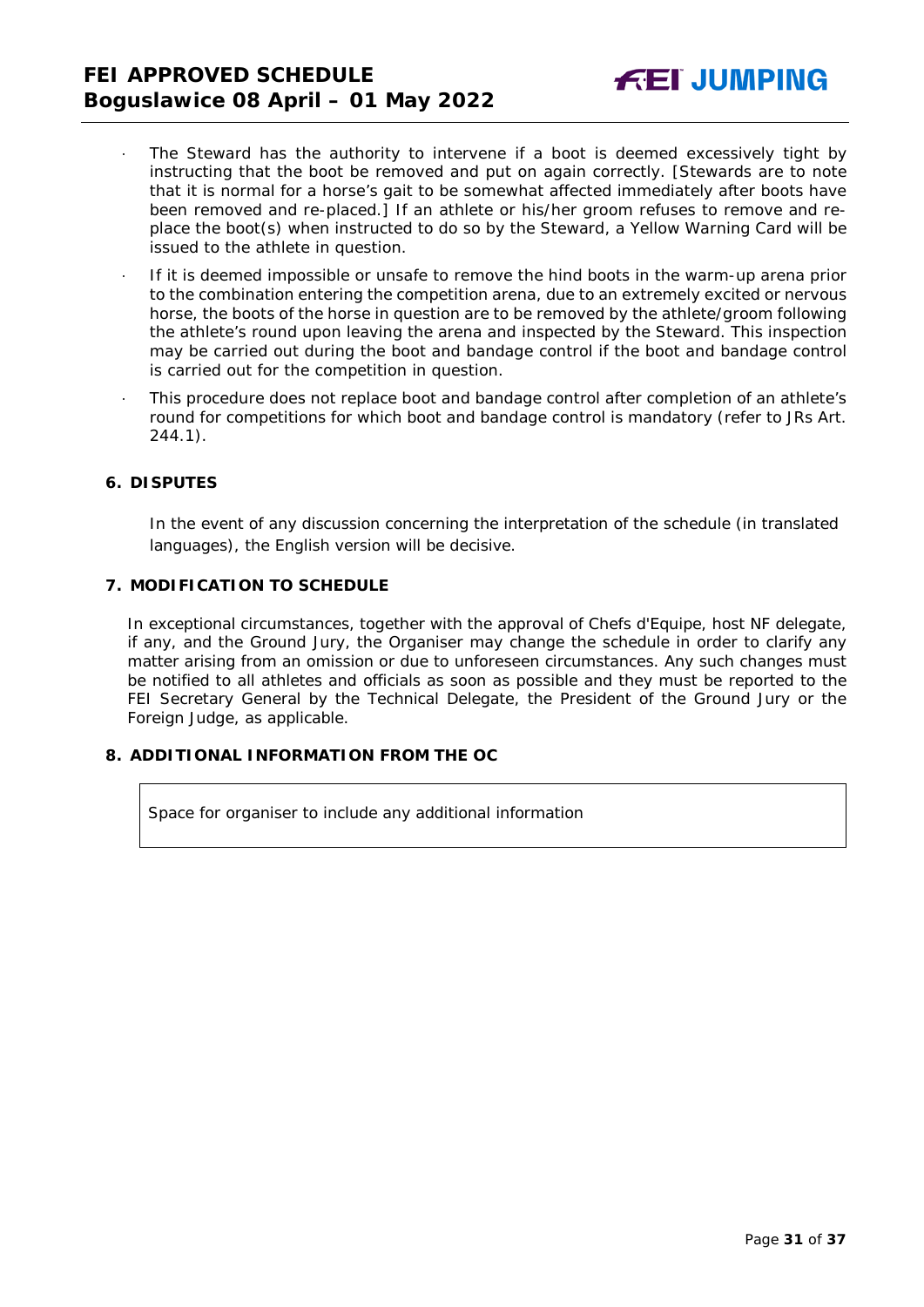- The Steward has the authority to intervene if a boot is deemed excessively tight by instructing that the boot be removed and put on again correctly. [Stewards are to note that it is normal for a horse's gait to be somewhat affected immediately after boots have been removed and re-placed.] If an athlete or his/her groom refuses to remove and re-place the boot(s) when instructed to do so by the Steward, a Yellow Warning Card will be issued to the athlete in question.
- If it is deemed impossible or unsafe to remove the hind boots in the warm-up arena prior to the combination entering the competition arena, due to an extremely excited or nervous horse, the boots of the horse in question are to be removed by the athlete/groom following the athlete's round upon leaving the arena and inspected by the Steward. This inspection may be carried out during the boot and bandage control if the boot and bandage control is carried out for the competition in question.
- This procedure does not replace boot and bandage control after completion of an athlete's round for competitions for which boot and bandage control is mandatory (refer to JRs Art. 244.1).

## 6. DISPUTES

In the event of any discussion concerning the interpretation of the schedule (in translated languages), the English version will be decisive.

## 7. MODIFICATION TO SCHEDULE

In exceptional circumstances, together with the approval of Chefs d'Equipe, host NF delegate, if any, and the Ground Jury, the Organiser may change the schedule in order to clarify any matter arising from an omission or due to unforeseen circumstances. Any such changes must be notified to all athletes and officials as soon as possible and they must be reported to the FEI Secretary General by the Technical Delegate, the President of the Ground Jury or the Foreign Judge, as applicable.

## 8. ADDITIONAL INFORMATION FROM THE OC

| Space for organiser to include any additional information |
| --- |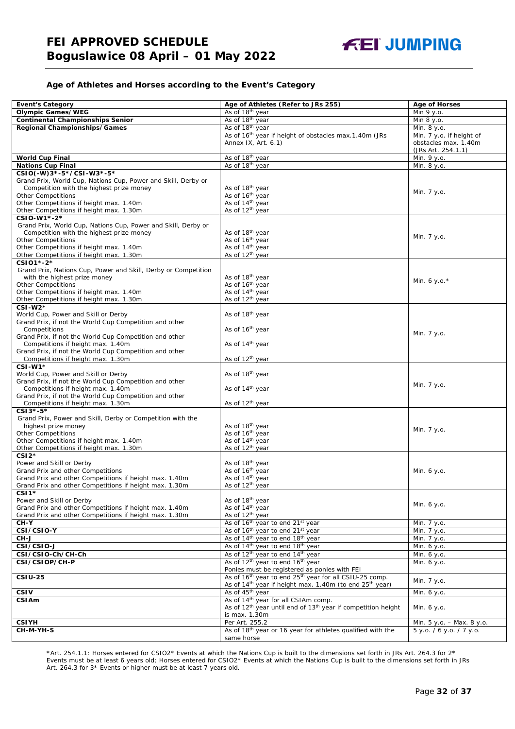## Age of Athletes and Horses according to the Event's Category

| Event's Category | Age of Athletes (Refer to JRs 255) | Age of Horses |
|---|---|---|
| **Olympic Games/WEG** | As of 18th year | Min 9 y.o. |
| **Continental Championships Senior** | As of 18th year | Min 8 y.o. |
| **Regional Championships/Games** | As of 18th year<br>As of 16th year if height of obstacles max.1.40m (JRs Annex IX, Art. 6.1) | Min. 8 y.o.<br>Min. 7 y.o. if height of obstacles max. 1.40m (JRs Art. 254.1.1) |
| **World Cup Final** | As of 18th year | Min. 9 y.o. |
| **Nations Cup Final** | As of 18th year | Min. 8 y.o. |
| **CSIO(-W)3*-5*/CSI-W3*-5***<br>Grand Prix, World Cup, Nations Cup, Power and Skill, Derby or Competition with the highest prize money<br>Other Competitions<br>Other Competitions if height max. 1.40m<br>Other Competitions if height max. 1.30m | <br>As of 18th year<br>As of 16th year<br>As of 14th year<br>As of 12th year | Min. 7 y.o. |
| **CSIO-W1*-2***<br>Grand Prix, World Cup, Nations Cup, Power and Skill, Derby or Competition with the highest prize money<br>Other Competitions<br>Other Competitions if height max. 1.40m<br>Other Competitions if height max. 1.30m | <br>As of 18th year<br>As of 16th year<br>As of 14th year<br>As of 12th year | Min. 7 y.o. |
| **CSIO1*-2***<br>Grand Prix, Nations Cup, Power and Skill, Derby or Competition with the highest prize money<br>Other Competitions<br>Other Competitions if height max. 1.40m<br>Other Competitions if height max. 1.30m | <br>As of 18th year<br>As of 16th year<br>As of 14th year<br>As of 12th year | Min. 6 y.o.* |
| **CSI-W2***<br>World Cup, Power and Skill or Derby<br>Grand Prix, if not the World Cup Competition and other Competitions<br>Grand Prix, if not the World Cup Competition and other Competitions if height max. 1.40m<br>Grand Prix, if not the World Cup Competition and other Competitions if height max. 1.30m | <br>As of 18th year<br>As of 16th year<br>As of 14th year<br>As of 12th year | Min. 7 y.o. |
| **CSI-W1***<br>World Cup, Power and Skill or Derby<br>Grand Prix, if not the World Cup Competition and other Competitions if height max. 1.40m<br>Grand Prix, if not the World Cup Competition and other Competitions if height max. 1.30m | <br>As of 18th year<br>As of 14th year<br>As of 12th year | Min. 7 y.o. |
| **CSI3*-5***<br>Grand Prix, Power and Skill, Derby or Competition with the highest prize money<br>Other Competitions<br>Other Competitions if height max. 1.40m<br>Other Competitions if height max. 1.30m | <br>As of 18th year<br>As of 16th year<br>As of 14th year<br>As of 12th year | Min. 7 y.o. |
| **CSI2***<br>Power and Skill or Derby<br>Grand Prix and other Competitions<br>Grand Prix and other Competitions if height max. 1.40m<br>Grand Prix and other Competitions if height max. 1.30m | <br>As of 18th year<br>As of 16th year<br>As of 14th year<br>As of 12th year | Min. 6 y.o. |
| **CSI1***<br>Power and Skill or Derby<br>Grand Prix and other Competitions if height max. 1.40m<br>Grand Prix and other Competitions if height max. 1.30m | <br>As of 18th year<br>As of 14th year<br>As of 12th year | Min. 6 y.o. |
| **CH-Y** | As of 16th year to end 21st year | Min. 7 y.o. |
| **CSI/CSIO-Y** | As of 16th year to end 21st year | Min. 7 y.o. |
| **CH-J** | As of 14th year to end 18th year | Min. 7 y.o. |
| **CSI/CSIO-J** | As of 14th year to end 18th year | Min. 6 y.o. |
| **CSI/CSIO-Ch/CH-Ch** | As of 12th year to end 14th year | Min. 6 y.o. |
| **CSI/CSIOP/CH-P** | As of 12th year to end 16th year<br>Ponies must be registered as ponies with FEI | Min. 6 y.o. |
| **CSIU-25** | As of 16th year to end 25th year for all CSIU-25 comp.<br>As of 14th year if height max. 1.40m (to end 25th year) | Min. 7 y.o. |
| **CSIV** | As of 45th year | Min. 6 y.o. |
| **CSIAm** | As of 14th year for all CSIAm comp.<br>As of 12th year until end of 13th year if competition height is max. 1.30m | Min. 6 y.o. |
| **CSIYH** | Per Art. 255.2 | Min. 5 y.o. – Max. 8 y.o. |
| **CH-M-YH-S** | As of 18th year or 16 year for athletes qualified with the same horse | 5 y.o. / 6 y.o. / 7 y.o. |

*Art. 254.1.1: Horses entered for CSIO2* Events at which the Nations Cup is built to the dimensions set forth in JRs Art. 264.3 for 2* Events must be at least 6 years old; Horses entered for CSIO2* Events at which the Nations Cup is built to the dimensions set forth in JRs Art. 264.3 for 3* Events or higher must be at least 7 years old.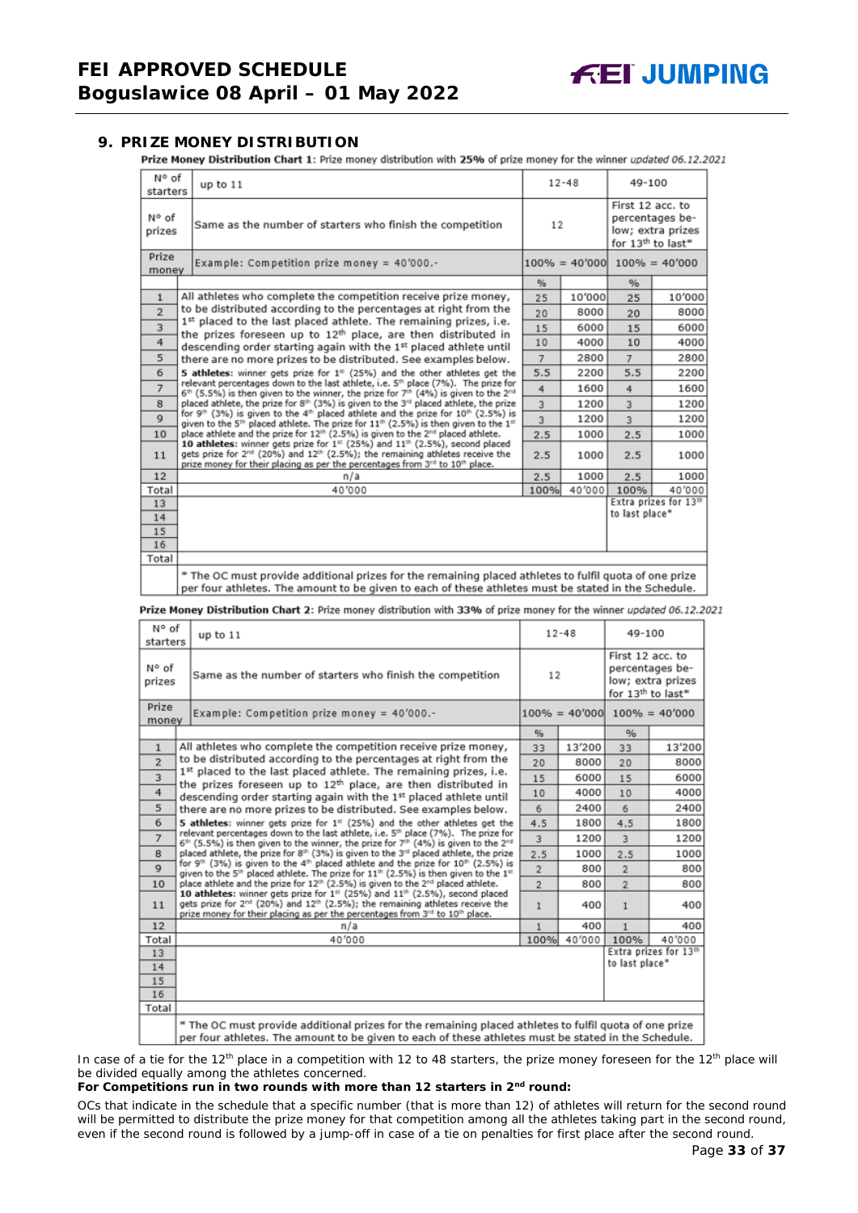## 9. PRIZE MONEY DISTRIBUTION

**Prize Money Distribution Chart 1**: Prize money distribution with **25%** of prize money for the winner *updated 06.12.2021*

| N° of starters | up to 11 | 12-48 | | 49-100 | |
|---|---|---|---|---|---|
| N° of prizes | Same as the number of starters who finish the competition | 12 | | First 12 acc. to percentages below; extra prizes for 13th to last* | |
| Prize money | Example: Competition prize money = 40'000.- | 100% = 40'000 | | 100% = 40'000 | |
| | | % | | % | |
| 1 | All athletes who complete the competition receive prize money, to be distributed according to the percentages at right from the 1st placed to the last placed athlete. The remaining prizes, i.e. the prizes foreseen up to 12th place, are then distributed in descending order starting again with the 1st placed athlete until there are no more prizes to be distributed. See examples below. **5 athletes**: winner gets prize for 1st (25%) and the other athletes get the relevant percentages down to the last athlete, i.e. 5th place (7%). The prize for 6th (5.5%) is then given to the winner, the prize for 7th (4%) is given to the 2nd placed athlete, the prize for 8th (3%) is given to the 3rd placed athlete, the prize for 9th (3%) is given to the 4th placed athlete and the prize for 10th (2.5%) is given to the 5th placed athlete. The prize for 11th (2.5%) is then given to the 1st place athlete and the prize for 12th (2.5%) is given to the 2nd placed athlete. **10 athletes**: winner gets prize for 1st (25%) and 11th (2.5%), second placed gets prize for 2nd (20%) and 12th (2.5%); the remaining athletes receive the prize money for their placing as per the percentages from 3rd to 10th place. | 25 | 10'000 | 25 | 10'000 |
| 2 | | 20 | 8000 | 20 | 8000 |
| 3 | | 15 | 6000 | 15 | 6000 |
| 4 | | 10 | 4000 | 10 | 4000 |
| 5 | | 7 | 2800 | 7 | 2800 |
| 6 | | 5.5 | 2200 | 5.5 | 2200 |
| 7 | | 4 | 1600 | 4 | 1600 |
| 8 | | 3 | 1200 | 3 | 1200 |
| 9 | | 3 | 1200 | 3 | 1200 |
| 10 | | 2.5 | 1000 | 2.5 | 1000 |
| 11 | | 2.5 | 1000 | 2.5 | 1000 |
| 12 | n/a | 2.5 | 1000 | 2.5 | 1000 |
| Total | 40'000 | 100% | 40'000 | 100% | 40'000 |
| 13 | | | | Extra prizes for 13th to last place* | |
| 14 | | | | | |
| 15 | | | | | |
| 16 | | | | | |
| Total | | | | | |
| | * The OC must provide additional prizes for the remaining placed athletes to fulfil quota of one prize per four athletes. The amount to be given to each of these athletes must be stated in the Schedule. | | | | |

**Prize Money Distribution Chart 2**: Prize money distribution with **33%** of prize money for the winner *updated 06.12.2021*

| N° of starters | up to 11 | 12-48 | | 49-100 | |
|---|---|---|---|---|---|
| N° of prizes | Same as the number of starters who finish the competition | 12 | | First 12 acc. to percentages below; extra prizes for 13th to last* | |
| Prize money | Example: Competition prize money = 40'000.- | 100% = 40'000 | | 100% = 40'000 | |
| | | % | | % | |
| 1 | All athletes who complete the competition receive prize money, to be distributed according to the percentages at right from the 1st placed to the last placed athlete. The remaining prizes, i.e. the prizes foreseen up to 12th place, are then distributed in descending order starting again with the 1st placed athlete until there are no more prizes to be distributed. See examples below. **5 athletes**: winner gets prize for 1st (25%) and the other athletes get the relevant percentages down to the last athlete, i.e. 5th place (7%). The prize for 6th (5.5%) is then given to the winner, the prize for 7th (4%) is given to the 2nd placed athlete, the prize for 8th (3%) is given to the 3rd placed athlete, the prize for 9th (3%) is given to the 4th placed athlete and the prize for 10th (2.5%) is given to the 5th placed athlete. The prize for 11th (2.5%) is then given to the 1st place athlete and the prize for 12th (2.5%) is given to the 2nd placed athlete. **10 athletes**: winner gets prize for 1st (25%) and 11th (2.5%), second placed gets prize for 2nd (20%) and 12th (2.5%); the remaining athletes receive the prize money for their placing as per the percentages from 3rd to 10th place. | 33 | 13'200 | 33 | 13'200 |
| 2 | | 20 | 8000 | 20 | 8000 |
| 3 | | 15 | 6000 | 15 | 6000 |
| 4 | | 10 | 4000 | 10 | 4000 |
| 5 | | 6 | 2400 | 6 | 2400 |
| 6 | | 4.5 | 1800 | 4.5 | 1800 |
| 7 | | 3 | 1200 | 3 | 1200 |
| 8 | | 2.5 | 1000 | 2.5 | 1000 |
| 9 | | 2 | 800 | 2 | 800 |
| 10 | | 2 | 800 | 2 | 800 |
| 11 | | 1 | 400 | 1 | 400 |
| 12 | n/a | 1 | 400 | 1 | 400 |
| Total | 40'000 | 100% | 40'000 | 100% | 40'000 |
| 13 | | | | Extra prizes for 13th to last place* | |
| 14 | | | | | |
| 15 | | | | | |
| 16 | | | | | |
| Total | | | | | |
| | * The OC must provide additional prizes for the remaining placed athletes to fulfil quota of one prize per four athletes. The amount to be given to each of these athletes must be stated in the Schedule. | | | | |

In case of a tie for the 12th place in a competition with 12 to 48 starters, the prize money foreseen for the 12th place will be divided equally among the athletes concerned.

**For Competitions run in two rounds with more than 12 starters in 2nd round:**

OCs that indicate in the schedule that a specific number (that is more than 12) of athletes will return for the second round will be permitted to distribute the prize money for that competition among all the athletes taking part in the second round, even if the second round is followed by a jump-off in case of a tie on penalties for first place after the second round.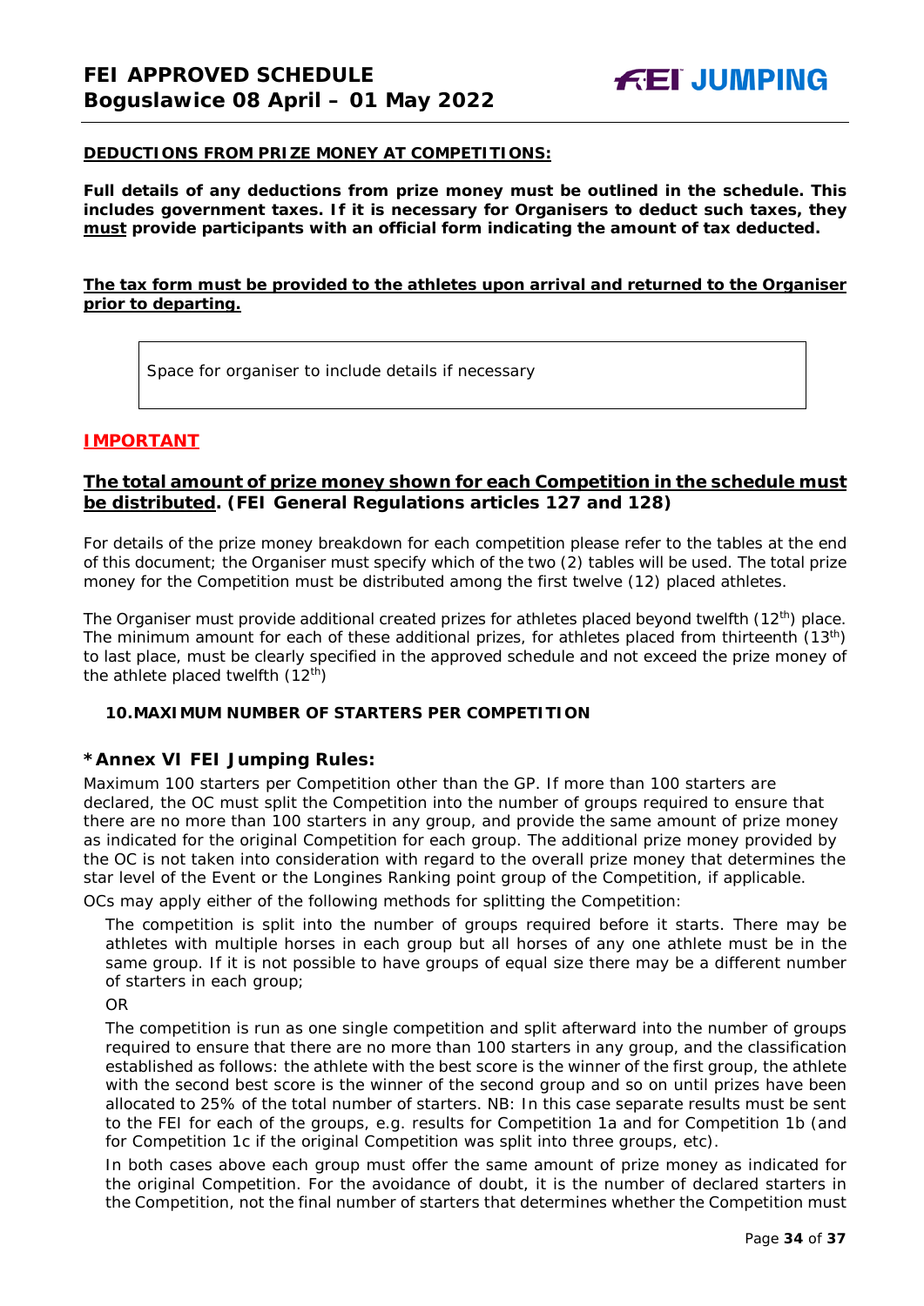**DEDUCTIONS FROM PRIZE MONEY AT COMPETITIONS:**

**Full details of any deductions from prize money must be outlined in the schedule. This includes government taxes. If it is necessary for Organisers to deduct such taxes, they must provide participants with an official form indicating the amount of tax deducted.**

**The tax form must be provided to the athletes upon arrival and returned to the Organiser prior to departing.**

| Space for organiser to include details if necessary |
|---|

## IMPORTANT

### The total amount of prize money shown for each Competition in the schedule must be distributed. (FEI General Regulations articles 127 and 128)

For details of the prize money breakdown for each competition please refer to the tables at the end of this document; the Organiser must specify which of the two (2) tables will be used. The total prize money for the Competition must be distributed among the first twelve (12) placed athletes.

The Organiser must provide additional created prizes for athletes placed beyond twelfth (12th) place. The minimum amount for each of these additional prizes, for athletes placed from thirteenth (13th) to last place, must be clearly specified in the approved schedule and not exceed the prize money of the athlete placed twelfth (12th)

**10. MAXIMUM NUMBER OF STARTERS PER COMPETITION**

### *Annex VI FEI Jumping Rules:

Maximum 100 starters per Competition other than the GP. If more than 100 starters are declared, the OC must split the Competition into the number of groups required to ensure that there are no more than 100 starters in any group, and provide the same amount of prize money as indicated for the original Competition for each group. The additional prize money provided by the OC is not taken into consideration with regard to the overall prize money that determines the star level of the Event or the Longines Ranking point group of the Competition, if applicable.

OCs may apply either of the following methods for splitting the Competition:

The competition is split into the number of groups required before it starts. There may be athletes with multiple horses in each group but all horses of any one athlete must be in the same group. If it is not possible to have groups of equal size there may be a different number of starters in each group;

OR

The competition is run as one single competition and split afterward into the number of groups required to ensure that there are no more than 100 starters in any group, and the classification established as follows: the athlete with the best score is the winner of the first group, the athlete with the second best score is the winner of the second group and so on until prizes have been allocated to 25% of the total number of starters. NB: In this case separate results must be sent to the FEI for each of the groups, e.g. results for Competition 1a and for Competition 1b (and for Competition 1c if the original Competition was split into three groups, etc).

In both cases above each group must offer the same amount of prize money as indicated for the original Competition. For the avoidance of doubt, it is the number of declared starters in the Competition, not the final number of starters that determines whether the Competition must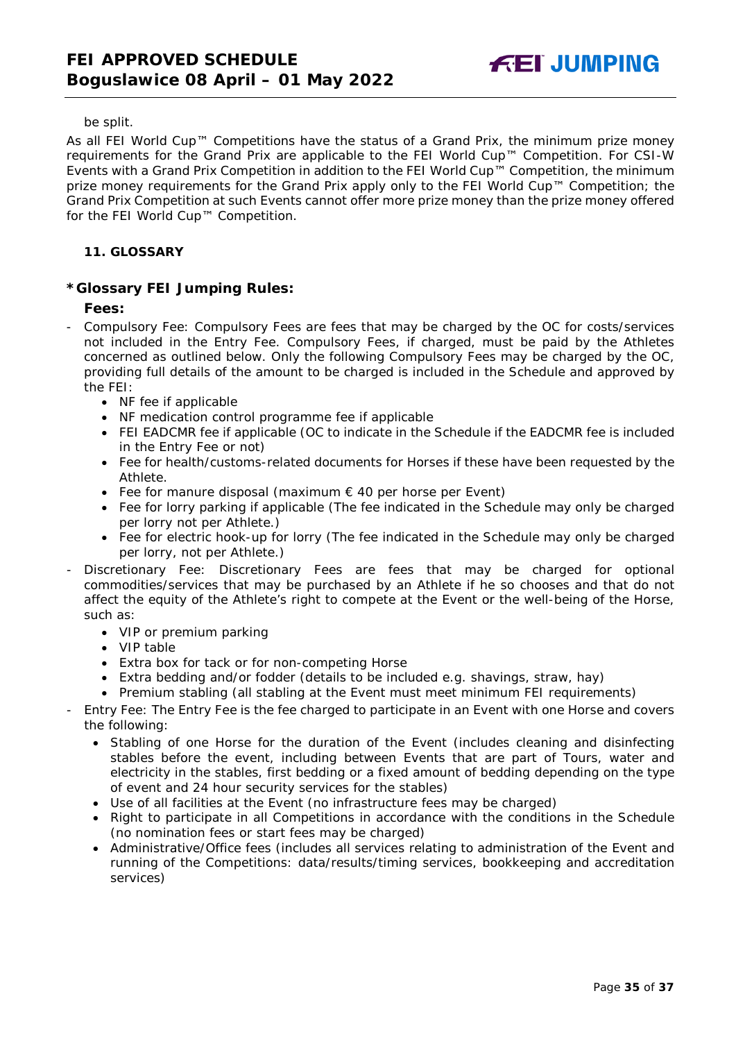be split.

As all FEI World Cup™ Competitions have the status of a Grand Prix, the minimum prize money requirements for the Grand Prix are applicable to the FEI World Cup™ Competition. For CSI-W Events with a Grand Prix Competition in addition to the FEI World Cup™ Competition, the minimum prize money requirements for the Grand Prix apply only to the FEI World Cup™ Competition; the Grand Prix Competition at such Events cannot offer more prize money than the prize money offered for the FEI World Cup™ Competition.

## 11. GLOSSARY

### *Glossary FEI Jumping Rules:

**Fees:**

- Compulsory Fee: Compulsory Fees are fees that may be charged by the OC for costs/services not included in the Entry Fee. Compulsory Fees, if charged, must be paid by the Athletes concerned as outlined below. Only the following Compulsory Fees may be charged by the OC, providing full details of the amount to be charged is included in the Schedule and approved by the FEI:
  - NF fee if applicable
  - NF medication control programme fee if applicable
  - FEI EADCMR fee if applicable (OC to indicate in the Schedule if the EADCMR fee is included in the Entry Fee or not)
  - Fee for health/customs-related documents for Horses if these have been requested by the Athlete.
  - Fee for manure disposal (maximum € 40 per horse per Event)
  - Fee for lorry parking if applicable (The fee indicated in the Schedule may only be charged per lorry not per Athlete.)
  - Fee for electric hook-up for lorry (The fee indicated in the Schedule may only be charged per lorry, not per Athlete.)
- Discretionary Fee: Discretionary Fees are fees that may be charged for optional commodities/services that may be purchased by an Athlete if he so chooses and that do not affect the equity of the Athlete's right to compete at the Event or the well-being of the Horse, such as:
  - VIP or premium parking
  - VIP table
  - Extra box for tack or for non-competing Horse
  - Extra bedding and/or fodder (details to be included e.g. shavings, straw, hay)
  - Premium stabling (all stabling at the Event must meet minimum FEI requirements)
- Entry Fee: The Entry Fee is the fee charged to participate in an Event with one Horse and covers the following:
  - Stabling of one Horse for the duration of the Event (includes cleaning and disinfecting stables before the event, including between Events that are part of Tours, water and electricity in the stables, first bedding or a fixed amount of bedding depending on the type of event and 24 hour security services for the stables)
  - Use of all facilities at the Event (no infrastructure fees may be charged)
  - Right to participate in all Competitions in accordance with the conditions in the Schedule (no nomination fees or start fees may be charged)
  - Administrative/Office fees (includes all services relating to administration of the Event and running of the Competitions: data/results/timing services, bookkeeping and accreditation services)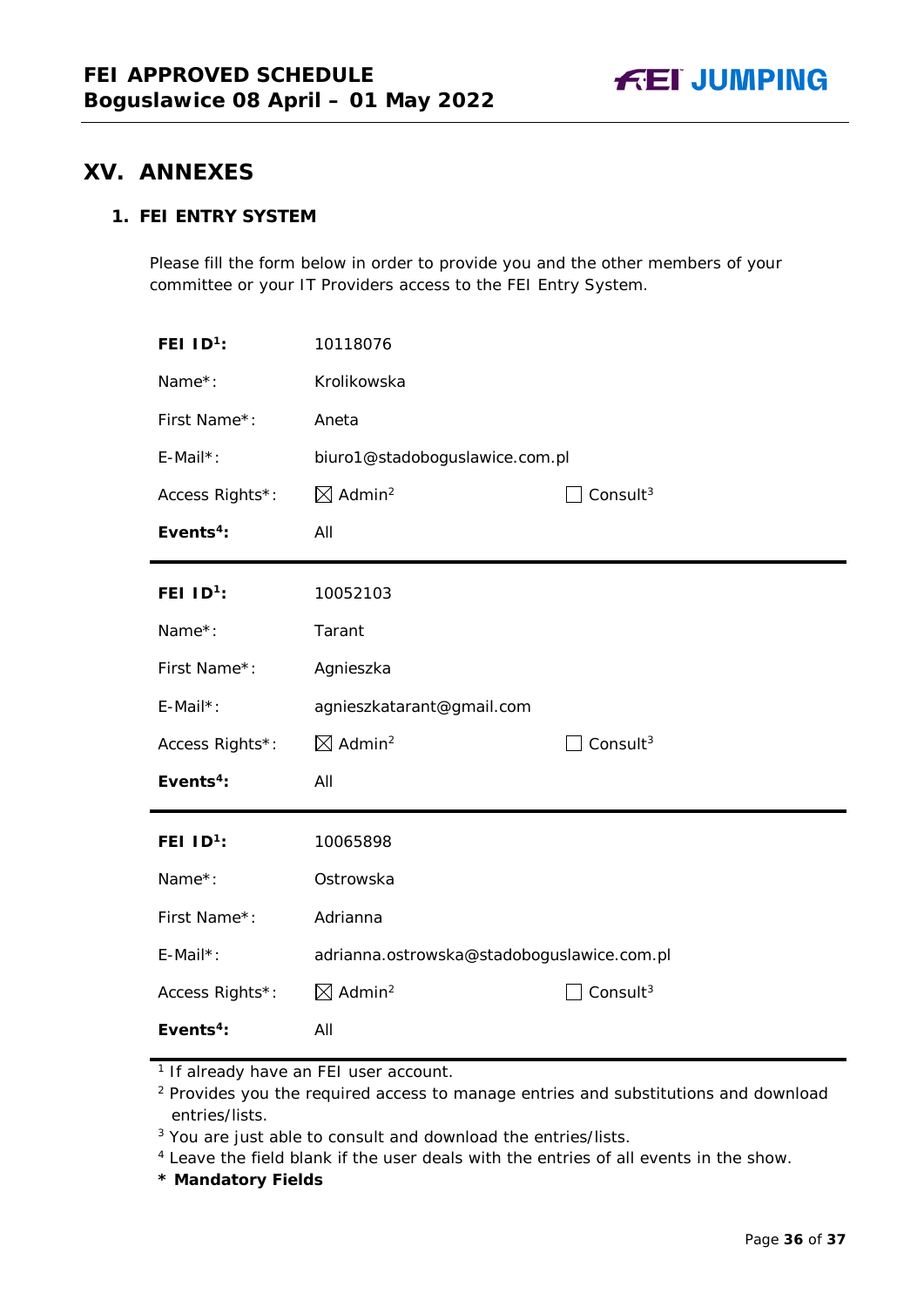## XV. ANNEXES

### 1. FEI ENTRY SYSTEM

Please fill the form below in order to provide you and the other members of your committee or your IT Providers access to the FEI Entry System.

| | | |
|---|---|---|
| **FEI ID[1]:** | 10118076 | |
| Name*: | Krolikowska | |
| First Name*: | Aneta | |
| E-Mail*: | biuro1@stadoboguslawice.com.pl | |
| Access Rights*: | ☒ Admin[2] | ☐ Consult[3] |
| **Events[4]:** | All | |

| | | |
|---|---|---|
| **FEI ID[1]:** | 10052103 | |
| Name*: | Tarant | |
| First Name*: | Agnieszka | |
| E-Mail*: | agnieszkatarant@gmail.com | |
| Access Rights*: | ☒ Admin[2] | ☐ Consult[3] |
| **Events[4]:** | All | |

| | | |
|---|---|---|
| **FEI ID[1]:** | 10065898 | |
| Name*: | Ostrowska | |
| First Name*: | Adrianna | |
| E-Mail*: | adrianna.ostrowska@stadoboguslawice.com.pl | |
| Access Rights*: | ☒ Admin[2] | ☐ Consult[3] |
| **Events[4]:** | All | |

[1] If already have an FEI user account.
[2] Provides you the required access to manage entries and substitutions and download entries/lists.
[3] You are just able to consult and download the entries/lists.
[4] Leave the field blank if the user deals with the entries of all events in the show.
**\* Mandatory Fields**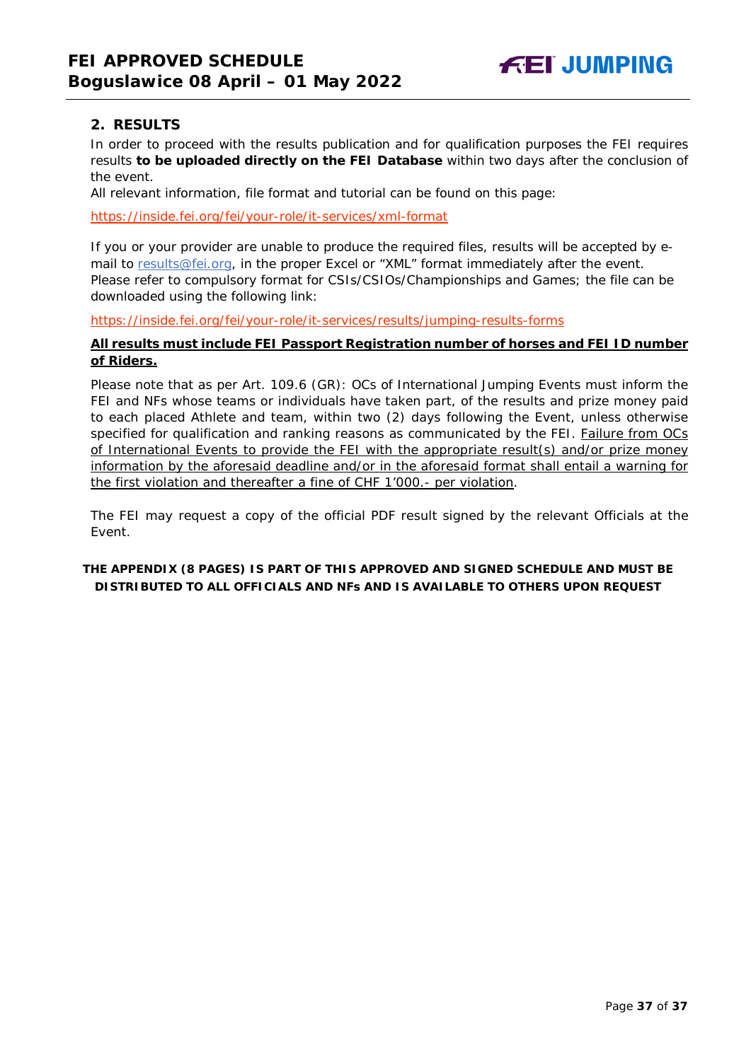## 2. RESULTS

In order to proceed with the results publication and for qualification purposes the FEI requires results **to be uploaded directly on the FEI Database** within two days after the conclusion of the event.
All relevant information, file format and tutorial can be found on this page:

https://inside.fei.org/fei/your-role/it-services/xml-format

If you or your provider are unable to produce the required files, results will be accepted by e-mail to results@fei.org, in the proper Excel or "XML" format immediately after the event.
Please refer to compulsory format for CSIs/CSIOs/Championships and Games; the file can be downloaded using the following link:

https://inside.fei.org/fei/your-role/it-services/results/jumping-results-forms

**All results must include FEI Passport Registration number of horses and FEI ID number of Riders.**

Please note that as per Art. 109.6 (GR): OCs of International Jumping Events must inform the FEI and NFs whose teams or individuals have taken part, of the results and prize money paid to each placed Athlete and team, within two (2) days following the Event, unless otherwise specified for qualification and ranking reasons as communicated by the FEI. Failure from OCs of International Events to provide the FEI with the appropriate result(s) and/or prize money information by the aforesaid deadline and/or in the aforesaid format shall entail a warning for the first violation and thereafter a fine of CHF 1'000.- per violation.

The FEI may request a copy of the official PDF result signed by the relevant Officials at the Event.

**THE APPENDIX (8 PAGES) IS PART OF THIS APPROVED AND SIGNED SCHEDULE AND MUST BE DISTRIBUTED TO ALL OFFICIALS AND NFs AND IS AVAILABLE TO OTHERS UPON REQUEST**